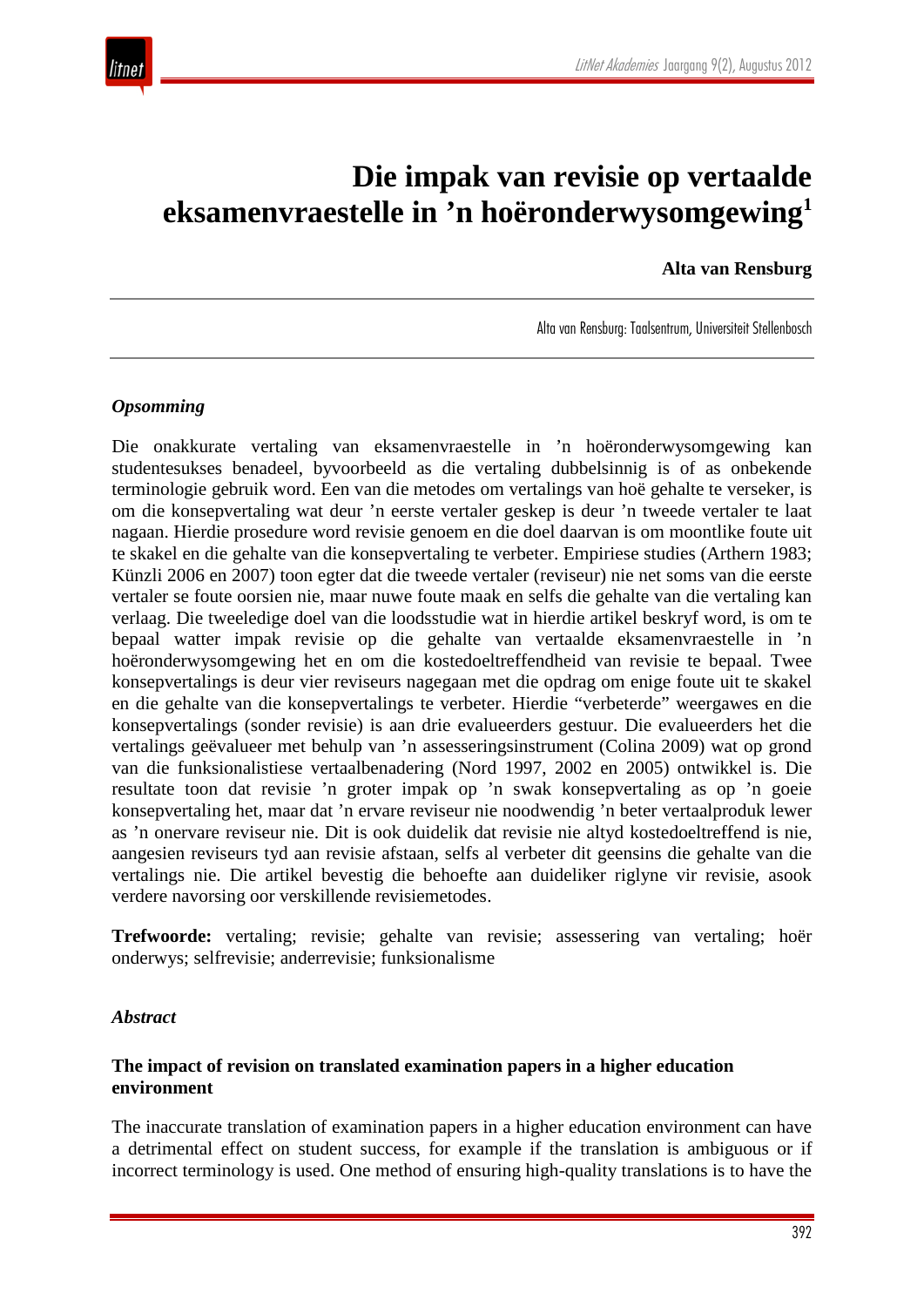# Die impak van revisie op vertaalde eksamenvraestelle in ’n hoëronderwysomgewing[1]

**Alta van Rensburg**

Alta van Rensburg: Taalsentrum, Universiteit Stellenbosch

***Opsomming***

Die onakkurate vertaling van eksamenvraestelle in ’n hoëronderwysomgewing kan studentesukses benadeel, byvoorbeeld as die vertaling dubbelsinnig is of as onbekende terminologie gebruik word. Een van die metodes om vertalings van hoë gehalte te verseker, is om die konsepvertaling wat deur ’n eerste vertaler geskep is deur ’n tweede vertaler te laat nagaan. Hierdie prosedure word revisie genoem en die doel daarvan is om moontlike foute uit te skakel en die gehalte van die konsepvertaling te verbeter. Empiriese studies (Arthern 1983; Künzli 2006 en 2007) toon egter dat die tweede vertaler (reviseur) nie net soms van die eerste vertaler se foute oorsien nie, maar nuwe foute maak en selfs die gehalte van die vertaling kan verlaag. Die tweeledige doel van die loodsstudie wat in hierdie artikel beskryf word, is om te bepaal watter impak revisie op die gehalte van vertaalde eksamenvraestelle in ’n hoëronderwysomgewing het en om die kostedoeltreffendheid van revisie te bepaal. Twee konsepvertalings is deur vier reviseurs nagegaan met die opdrag om enige foute uit te skakel en die gehalte van die konsepvertalings te verbeter. Hierdie “verbeterde” weergawes en die konsepvertalings (sonder revisie) is aan drie evalueerders gestuur. Die evalueerders het die vertalings geëvalueer met behulp van ’n assesseringsinstrument (Colina 2009) wat op grond van die funksionalistiese vertaalbenadering (Nord 1997, 2002 en 2005) ontwikkel is. Die resultate toon dat revisie ’n groter impak op ’n swak konsepvertaling as op ’n goeie konsepvertaling het, maar dat ’n ervare reviseur nie noodwendig ’n beter vertaalproduk lewer as ’n onervare reviseur nie. Dit is ook duidelik dat revisie nie altyd kostedoeltreffend is nie, aangesien reviseurs tyd aan revisie afstaan, selfs al verbeter dit geensins die gehalte van die vertalings nie. Die artikel bevestig die behoefte aan duideliker riglyne vir revisie, asook verdere navorsing oor verskillende revisiemetodes.

**Trefwoorde:** vertaling; revisie; gehalte van revisie; assessering van vertaling; hoër onderwys; selfrevisie; anderrevisie; funksionalisme

***Abstract***

**The impact of revision on translated examination papers in a higher education environment**

The inaccurate translation of examination papers in a higher education environment can have a detrimental effect on student success, for example if the translation is ambiguous or if incorrect terminology is used. One method of ensuring high-quality translations is to have the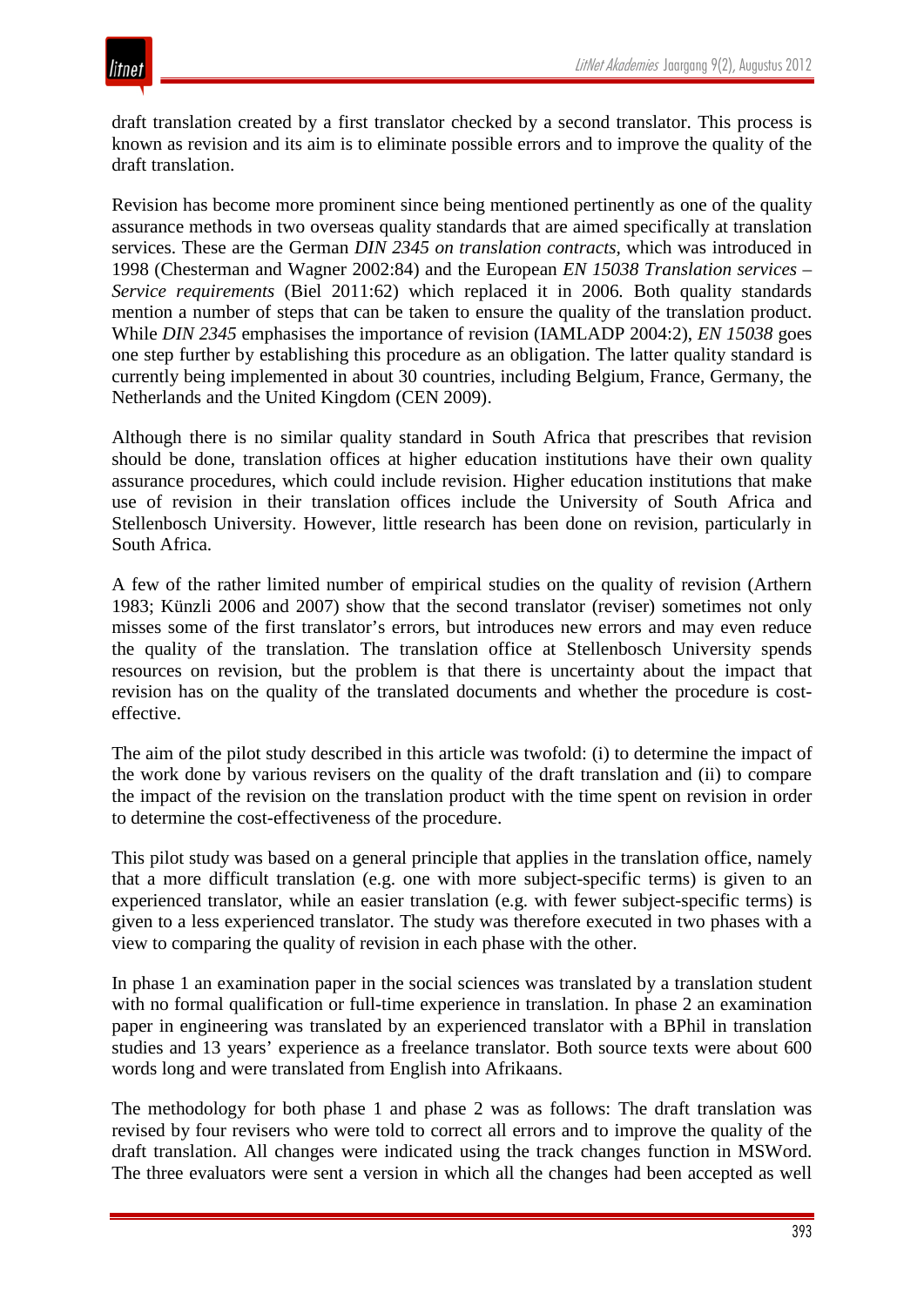draft translation created by a first translator checked by a second translator. This process is known as revision and its aim is to eliminate possible errors and to improve the quality of the draft translation.

Revision has become more prominent since being mentioned pertinently as one of the quality assurance methods in two overseas quality standards that are aimed specifically at translation services. These are the German *DIN 2345 on translation contracts*, which was introduced in 1998 (Chesterman and Wagner 2002:84) and the European *EN 15038 Translation services – Service requirements* (Biel 2011:62) which replaced it in 2006. Both quality standards mention a number of steps that can be taken to ensure the quality of the translation product. While *DIN 2345* emphasises the importance of revision (IAMLADP 2004:2), *EN 15038* goes one step further by establishing this procedure as an obligation. The latter quality standard is currently being implemented in about 30 countries, including Belgium, France, Germany, the Netherlands and the United Kingdom (CEN 2009).

Although there is no similar quality standard in South Africa that prescribes that revision should be done, translation offices at higher education institutions have their own quality assurance procedures, which could include revision. Higher education institutions that make use of revision in their translation offices include the University of South Africa and Stellenbosch University. However, little research has been done on revision, particularly in South Africa.

A few of the rather limited number of empirical studies on the quality of revision (Arthern 1983; Künzli 2006 and 2007) show that the second translator (reviser) sometimes not only misses some of the first translator's errors, but introduces new errors and may even reduce the quality of the translation. The translation office at Stellenbosch University spends resources on revision, but the problem is that there is uncertainty about the impact that revision has on the quality of the translated documents and whether the procedure is cost-effective.

The aim of the pilot study described in this article was twofold: (i) to determine the impact of the work done by various revisers on the quality of the draft translation and (ii) to compare the impact of the revision on the translation product with the time spent on revision in order to determine the cost-effectiveness of the procedure.

This pilot study was based on a general principle that applies in the translation office, namely that a more difficult translation (e.g. one with more subject-specific terms) is given to an experienced translator, while an easier translation (e.g. with fewer subject-specific terms) is given to a less experienced translator. The study was therefore executed in two phases with a view to comparing the quality of revision in each phase with the other.

In phase 1 an examination paper in the social sciences was translated by a translation student with no formal qualification or full-time experience in translation. In phase 2 an examination paper in engineering was translated by an experienced translator with a BPhil in translation studies and 13 years' experience as a freelance translator. Both source texts were about 600 words long and were translated from English into Afrikaans.

The methodology for both phase 1 and phase 2 was as follows: The draft translation was revised by four revisers who were told to correct all errors and to improve the quality of the draft translation. All changes were indicated using the track changes function in MSWord. The three evaluators were sent a version in which all the changes had been accepted as well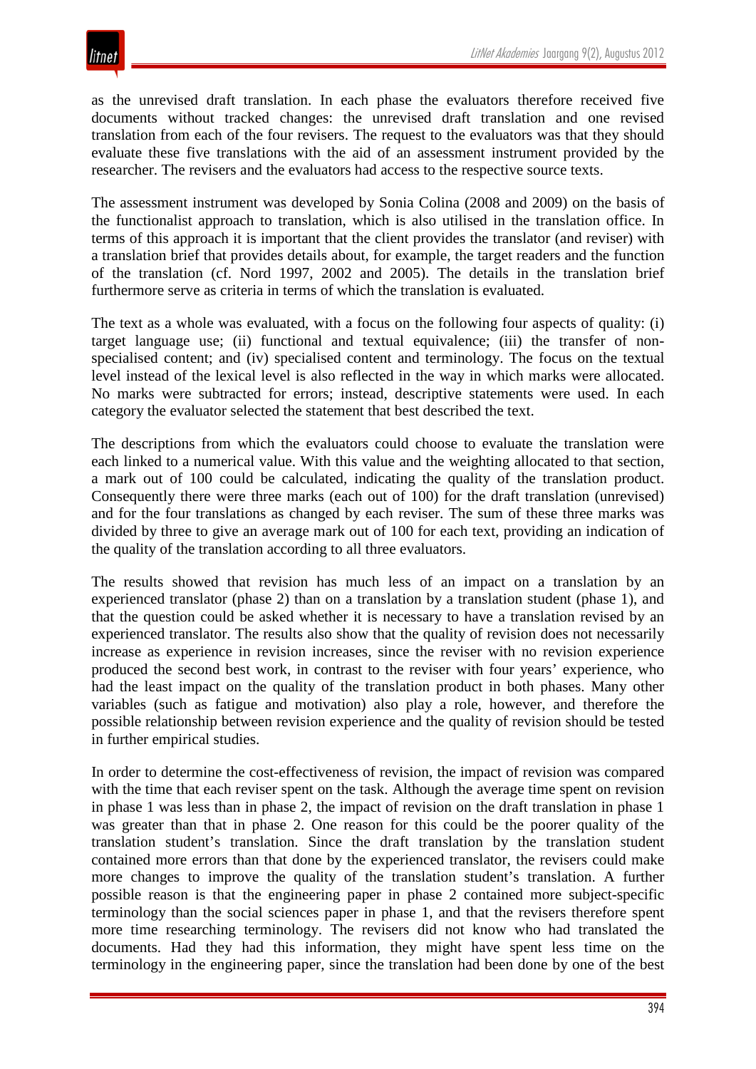as the unrevised draft translation. In each phase the evaluators therefore received five documents without tracked changes: the unrevised draft translation and one revised translation from each of the four revisers. The request to the evaluators was that they should evaluate these five translations with the aid of an assessment instrument provided by the researcher. The revisers and the evaluators had access to the respective source texts.

The assessment instrument was developed by Sonia Colina (2008 and 2009) on the basis of the functionalist approach to translation, which is also utilised in the translation office. In terms of this approach it is important that the client provides the translator (and reviser) with a translation brief that provides details about, for example, the target readers and the function of the translation (cf. Nord 1997, 2002 and 2005). The details in the translation brief furthermore serve as criteria in terms of which the translation is evaluated.

The text as a whole was evaluated, with a focus on the following four aspects of quality: (i) target language use; (ii) functional and textual equivalence; (iii) the transfer of non-specialised content; and (iv) specialised content and terminology. The focus on the textual level instead of the lexical level is also reflected in the way in which marks were allocated. No marks were subtracted for errors; instead, descriptive statements were used. In each category the evaluator selected the statement that best described the text.

The descriptions from which the evaluators could choose to evaluate the translation were each linked to a numerical value. With this value and the weighting allocated to that section, a mark out of 100 could be calculated, indicating the quality of the translation product. Consequently there were three marks (each out of 100) for the draft translation (unrevised) and for the four translations as changed by each reviser. The sum of these three marks was divided by three to give an average mark out of 100 for each text, providing an indication of the quality of the translation according to all three evaluators.

The results showed that revision has much less of an impact on a translation by an experienced translator (phase 2) than on a translation by a translation student (phase 1), and that the question could be asked whether it is necessary to have a translation revised by an experienced translator. The results also show that the quality of revision does not necessarily increase as experience in revision increases, since the reviser with no revision experience produced the second best work, in contrast to the reviser with four years' experience, who had the least impact on the quality of the translation product in both phases. Many other variables (such as fatigue and motivation) also play a role, however, and therefore the possible relationship between revision experience and the quality of revision should be tested in further empirical studies.

In order to determine the cost-effectiveness of revision, the impact of revision was compared with the time that each reviser spent on the task. Although the average time spent on revision in phase 1 was less than in phase 2, the impact of revision on the draft translation in phase 1 was greater than that in phase 2. One reason for this could be the poorer quality of the translation student's translation. Since the draft translation by the translation student contained more errors than that done by the experienced translator, the revisers could make more changes to improve the quality of the translation student's translation. A further possible reason is that the engineering paper in phase 2 contained more subject-specific terminology than the social sciences paper in phase 1, and that the revisers therefore spent more time researching terminology. The revisers did not know who had translated the documents. Had they had this information, they might have spent less time on the terminology in the engineering paper, since the translation had been done by one of the best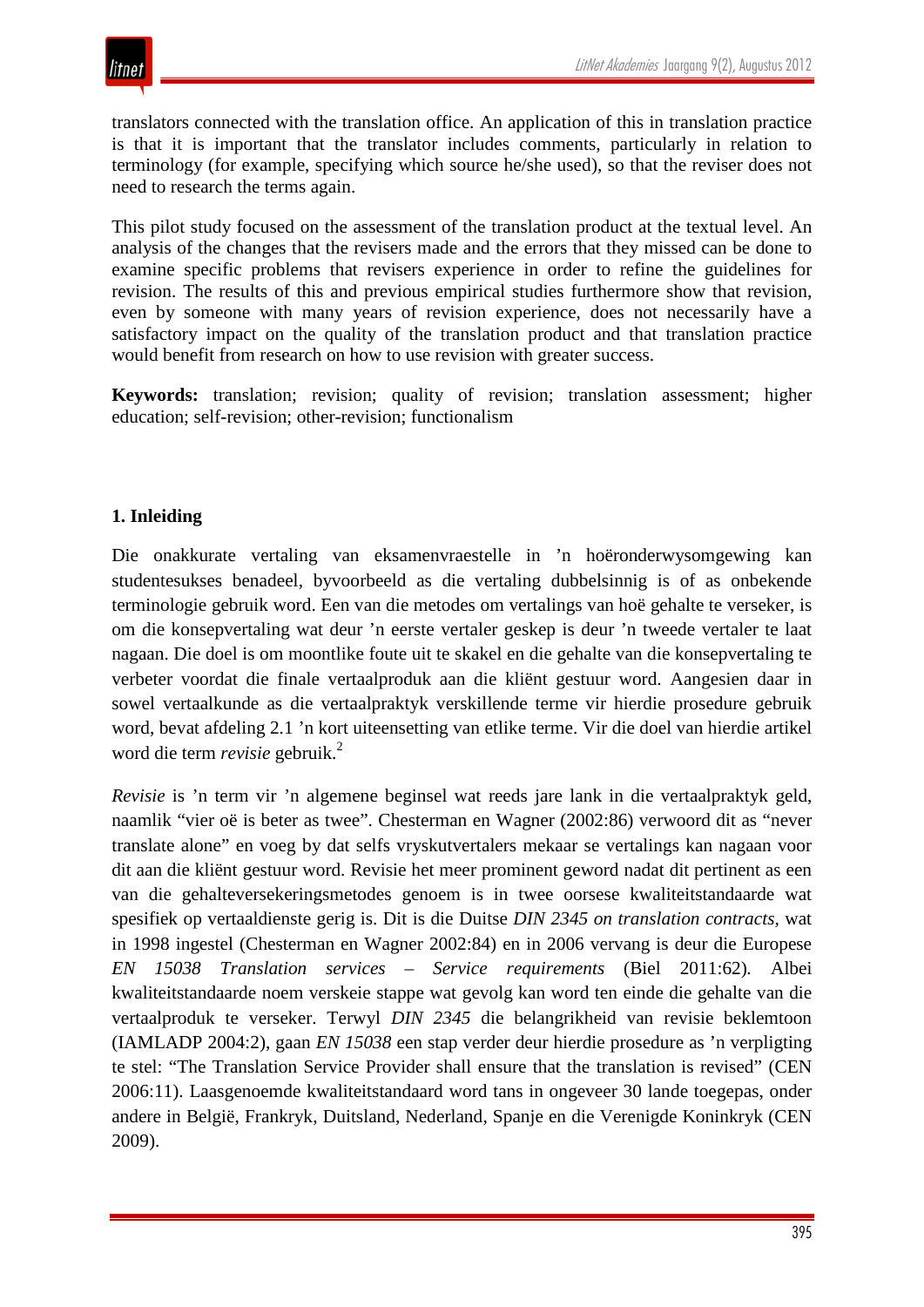translators connected with the translation office. An application of this in translation practice is that it is important that the translator includes comments, particularly in relation to terminology (for example, specifying which source he/she used), so that the reviser does not need to research the terms again.

This pilot study focused on the assessment of the translation product at the textual level. An analysis of the changes that the revisers made and the errors that they missed can be done to examine specific problems that revisers experience in order to refine the guidelines for revision. The results of this and previous empirical studies furthermore show that revision, even by someone with many years of revision experience, does not necessarily have a satisfactory impact on the quality of the translation product and that translation practice would benefit from research on how to use revision with greater success.

**Keywords:** translation; revision; quality of revision; translation assessment; higher education; self-revision; other-revision; functionalism

## 1. Inleiding

Die onakkurate vertaling van eksamenvraestelle in ’n hoëronderwysomgewing kan studentesukses benadeel, byvoorbeeld as die vertaling dubbelsinnig is of as onbekende terminologie gebruik word. Een van die metodes om vertalings van hoë gehalte te verseker, is om die konsepvertaling wat deur ’n eerste vertaler geskep is deur ’n tweede vertaler te laat nagaan. Die doel is om moontlike foute uit te skakel en die gehalte van die konsepvertaling te verbeter voordat die finale vertaalproduk aan die kliënt gestuur word. Aangesien daar in sowel vertaalkunde as die vertaalpraktyk verskillende terme vir hierdie prosedure gebruik word, bevat afdeling 2.1 ’n kort uiteensetting van etlike terme. Vir die doel van hierdie artikel word die term *revisie* gebruik.[2]

*Revisie* is ’n term vir ’n algemene beginsel wat reeds jare lank in die vertaalpraktyk geld, naamlik “vier oë is beter as twee”. Chesterman en Wagner (2002:86) verwoord dit as “never translate alone” en voeg by dat selfs vryskutvertalers mekaar se vertalings kan nagaan voor dit aan die kliënt gestuur word. Revisie het meer prominent geword nadat dit pertinent as een van die gehalteversekeringsmetodes genoem is in twee oorsese kwaliteitstandaarde wat spesifiek op vertaaldienste gerig is. Dit is die Duitse *DIN 2345 on translation contracts*, wat in 1998 ingestel (Chesterman en Wagner 2002:84) en in 2006 vervang is deur die Europese *EN 15038 Translation services – Service requirements* (Biel 2011:62). Albei kwaliteitstandaarde noem verskeie stappe wat gevolg kan word ten einde die gehalte van die vertaalproduk te verseker. Terwyl *DIN 2345* die belangrikheid van revisie beklemtoon (IAMLADP 2004:2), gaan *EN 15038* een stap verder deur hierdie prosedure as ’n verpligting te stel: “The Translation Service Provider shall ensure that the translation is revised” (CEN 2006:11). Laasgenoemde kwaliteitstandaard word tans in ongeveer 30 lande toegepas, onder andere in België, Frankryk, Duitsland, Nederland, Spanje en die Verenigde Koninkryk (CEN 2009).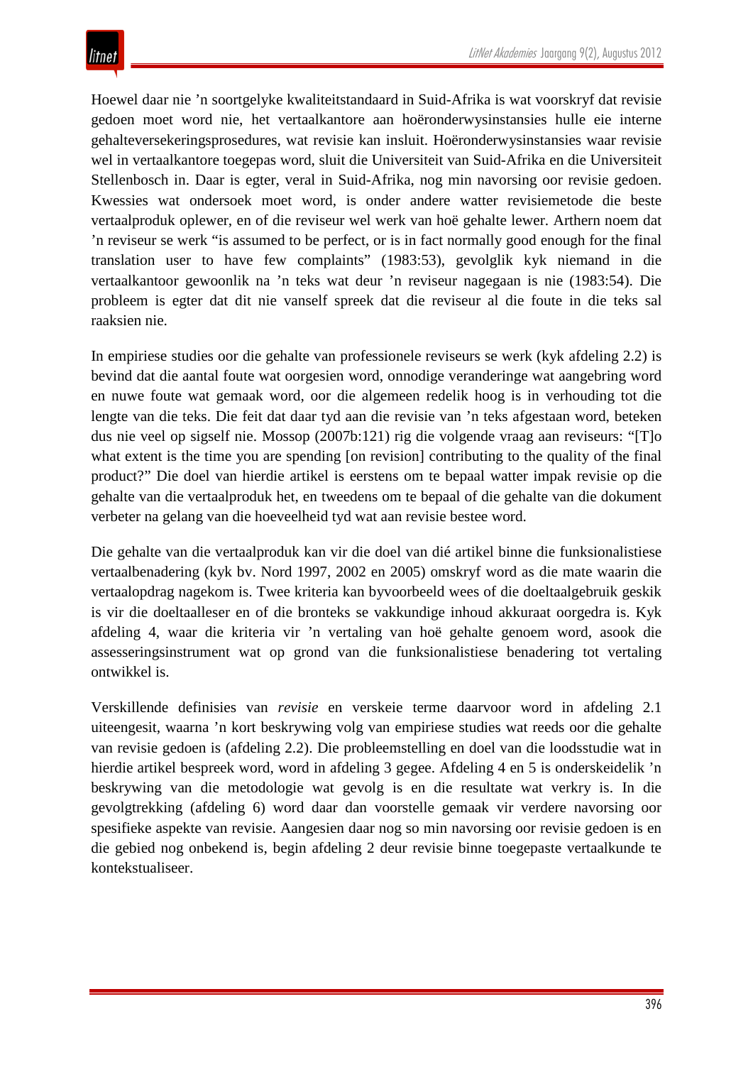Hoewel daar nie ’n soortgelyke kwaliteitstandaard in Suid-Afrika is wat voorskryf dat revisie gedoen moet word nie, het vertaalkantore aan hoëronderwysinstansies hulle eie interne gehalteversekeringsprosedures, wat revisie kan insluit. Hoëronderwysinstansies waar revisie wel in vertaalkantore toegepas word, sluit die Universiteit van Suid-Afrika en die Universiteit Stellenbosch in. Daar is egter, veral in Suid-Afrika, nog min navorsing oor revisie gedoen. Kwessies wat ondersoek moet word, is onder andere watter revisiemetode die beste vertaalproduk oplewer, en of die reviseur wel werk van hoë gehalte lewer. Arthern noem dat ’n reviseur se werk “is assumed to be perfect, or is in fact normally good enough for the final translation user to have few complaints” (1983:53), gevolglik kyk niemand in die vertaalkantoor gewoonlik na ’n teks wat deur ’n reviseur nagegaan is nie (1983:54). Die probleem is egter dat dit nie vanself spreek dat die reviseur al die foute in die teks sal raaksien nie.

In empiriese studies oor die gehalte van professionele reviseurs se werk (kyk afdeling 2.2) is bevind dat die aantal foute wat oorgesien word, onnodige veranderinge wat aangebring word en nuwe foute wat gemaak word, oor die algemeen redelik hoog is in verhouding tot die lengte van die teks. Die feit dat daar tyd aan die revisie van ’n teks afgestaan word, beteken dus nie veel op sigself nie. Mossop (2007b:121) rig die volgende vraag aan reviseurs: “[T]o what extent is the time you are spending [on revision] contributing to the quality of the final product?” Die doel van hierdie artikel is eerstens om te bepaal watter impak revisie op die gehalte van die vertaalproduk het, en tweedens om te bepaal of die gehalte van die dokument verbeter na gelang van die hoeveelheid tyd wat aan revisie bestee word.

Die gehalte van die vertaalproduk kan vir die doel van dié artikel binne die funksionalistiese vertaalbenadering (kyk bv. Nord 1997, 2002 en 2005) omskryf word as die mate waarin die vertaalopdrag nagekom is. Twee kriteria kan byvoorbeeld wees of die doeltaalgebruik geskik is vir die doeltaalleser en of die bronteks se vakkundige inhoud akkuraat oorgedra is. Kyk afdeling 4, waar die kriteria vir ’n vertaling van hoë gehalte genoem word, asook die assesseringsinstrument wat op grond van die funksionalistiese benadering tot vertaling ontwikkel is.

Verskillende definisies van *revisie* en verskeie terme daarvoor word in afdeling 2.1 uiteengesit, waarna ’n kort beskrywing volg van empiriese studies wat reeds oor die gehalte van revisie gedoen is (afdeling 2.2). Die probleemstelling en doel van die loodsstudie wat in hierdie artikel bespreek word, word in afdeling 3 gegee. Afdeling 4 en 5 is onderskeidelik ’n beskrywing van die metodologie wat gevolg is en die resultate wat verkry is. In die gevolgtrekking (afdeling 6) word daar dan voorstelle gemaak vir verdere navorsing oor spesifieke aspekte van revisie. Aangesien daar nog so min navorsing oor revisie gedoen is en die gebied nog onbekend is, begin afdeling 2 deur revisie binne toegepaste vertaalkunde te kontekstualiseer.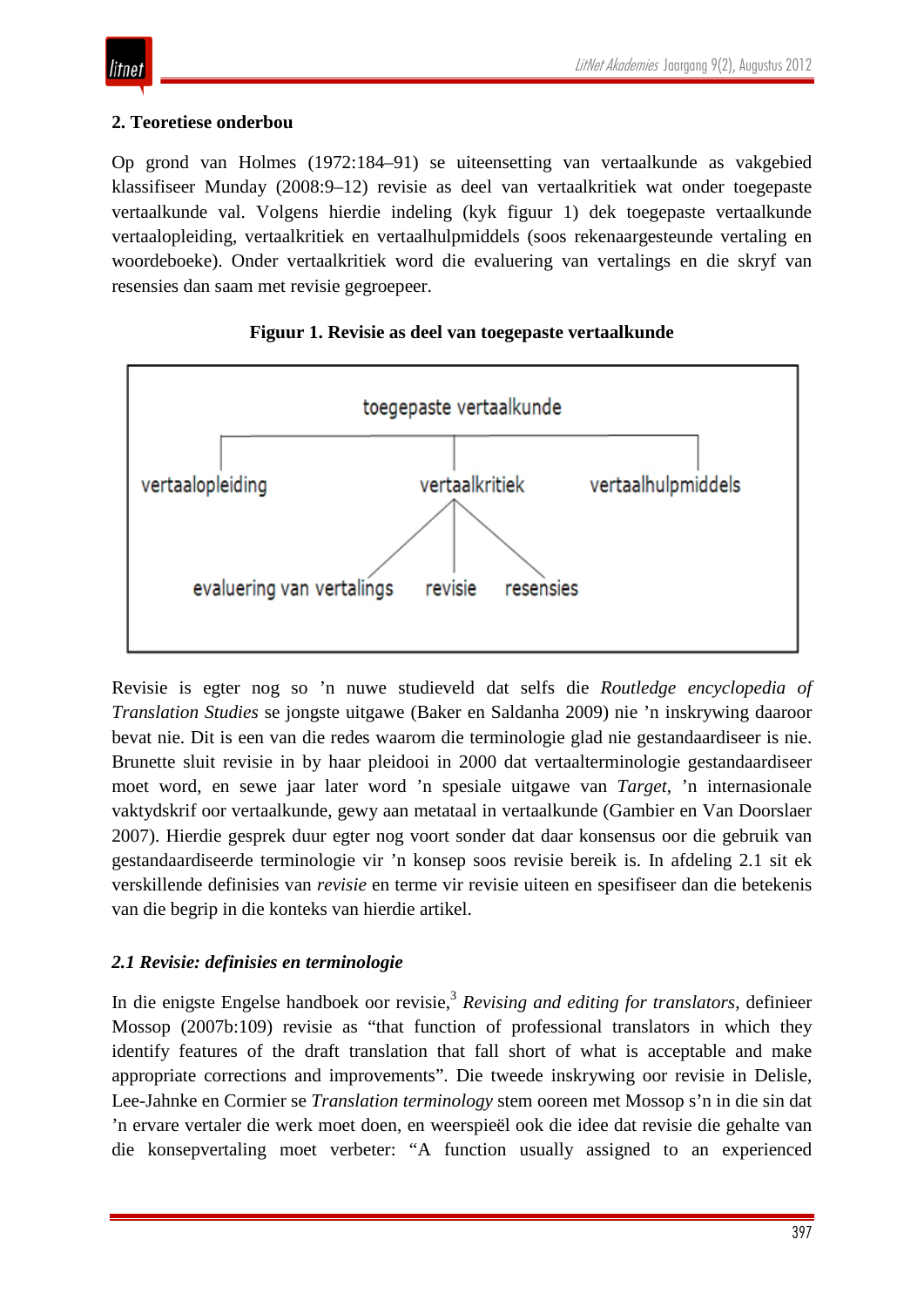## 2. Teoretiese onderbou

Op grond van Holmes (1972:184–91) se uiteensetting van vertaalkunde as vakgebied klassifiseer Munday (2008:9–12) revisie as deel van vertaalkritiek wat onder toegepaste vertaalkunde val. Volgens hierdie indeling (kyk figuur 1) dek toegepaste vertaalkunde vertaalopleiding, vertaalkritiek en vertaalhulpmiddels (soos rekenaargesteunde vertaling en woordeboeke). Onder vertaalkritiek word die evaluering van vertalings en die skryf van resensies dan saam met revisie gegroepeer.

**Figuur 1. Revisie as deel van toegepaste vertaalkunde**

toegepaste vertaalkunde

vertaalopleiding | vertaalkritiek | vertaalhulpmiddels

evaluering van vertalings | revisie | resensies

Revisie is egter nog so 'n nuwe studieveld dat selfs die *Routledge encyclopedia of Translation Studies* se jongste uitgawe (Baker en Saldanha 2009) nie 'n inskrywing daaroor bevat nie. Dit is een van die redes waarom die terminologie glad nie gestandaardiseer is nie. Brunette sluit revisie in by haar pleidooi in 2000 dat vertaalterminologie gestandaardiseer moet word, en sewe jaar later word 'n spesiale uitgawe van *Target*, 'n internasionale vaktydskrif oor vertaalkunde, gewy aan metataal in vertaalkunde (Gambier en Van Doorslaer 2007). Hierdie gesprek duur egter nog voort sonder dat daar konsensus oor die gebruik van gestandaardiseerde terminologie vir 'n konsep soos revisie bereik is. In afdeling 2.1 sit ek verskillende definisies van *revisie* en terme vir revisie uiteen en spesifiseer dan die betekenis van die begrip in die konteks van hierdie artikel.

### *2.1 Revisie: definisies en terminologie*

In die enigste Engelse handboek oor revisie,[3] *Revising and editing for translators*, definieer Mossop (2007b:109) revisie as "that function of professional translators in which they identify features of the draft translation that fall short of what is acceptable and make appropriate corrections and improvements". Die tweede inskrywing oor revisie in Delisle, Lee-Jahnke en Cormier se *Translation terminology* stem ooreen met Mossop s'n in die sin dat 'n ervare vertaler die werk moet doen, en weerspieël ook die idee dat revisie die gehalte van die konsepvertaling moet verbeter: "A function usually assigned to an experienced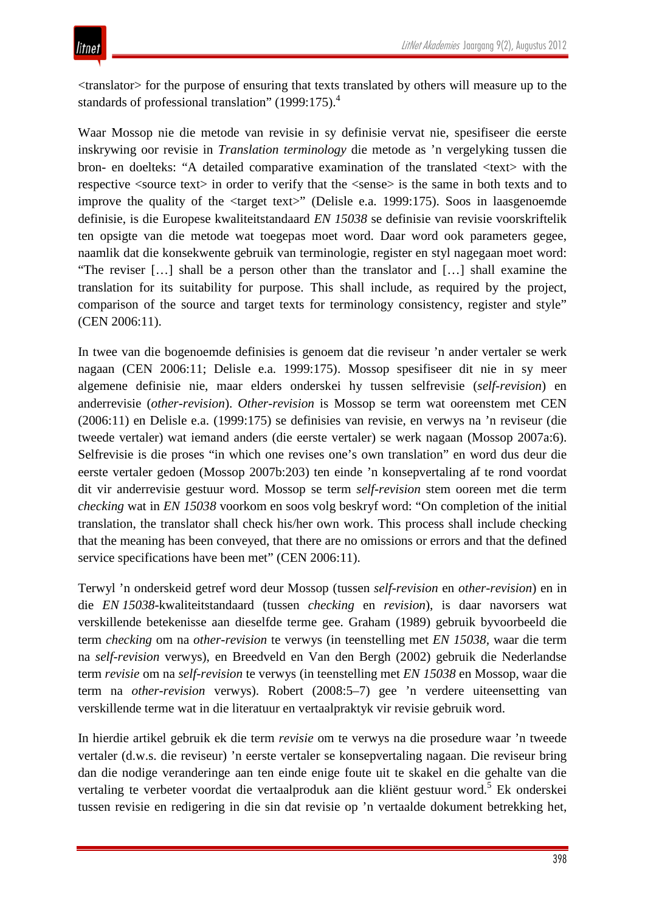<translator> for the purpose of ensuring that texts translated by others will measure up to the standards of professional translation" (1999:175).[4]

Waar Mossop nie die metode van revisie in sy definisie vervat nie, spesifiseer die eerste inskrywing oor revisie in *Translation terminology* die metode as 'n vergelyking tussen die bron- en doelteks: "A detailed comparative examination of the translated <text> with the respective <source text> in order to verify that the <sense> is the same in both texts and to improve the quality of the <target text>" (Delisle e.a. 1999:175). Soos in laasgenoemde definisie, is die Europese kwaliteitstandaard *EN 15038* se definisie van revisie voorskriftelik ten opsigte van die metode wat toegepas moet word. Daar word ook parameters gegee, naamlik dat die konsekwente gebruik van terminologie, register en styl nagegaan moet word: "The reviser […] shall be a person other than the translator and […] shall examine the translation for its suitability for purpose. This shall include, as required by the project, comparison of the source and target texts for terminology consistency, register and style" (CEN 2006:11).

In twee van die bogenoemde definisies is genoem dat die reviseur 'n ander vertaler se werk nagaan (CEN 2006:11; Delisle e.a. 1999:175). Mossop spesifiseer dit nie in sy meer algemene definisie nie, maar elders onderskei hy tussen selfrevisie (*self-revision*) en anderrevisie (*other-revision*). *Other-revision* is Mossop se term wat ooreenstem met CEN (2006:11) en Delisle e.a. (1999:175) se definisies van revisie, en verwys na 'n reviseur (die tweede vertaler) wat iemand anders (die eerste vertaler) se werk nagaan (Mossop 2007a:6). Selfrevisie is die proses "in which one revises one's own translation" en word dus deur die eerste vertaler gedoen (Mossop 2007b:203) ten einde 'n konsepvertaling af te rond voordat dit vir anderrevisie gestuur word. Mossop se term *self-revision* stem ooreen met die term *checking* wat in *EN 15038* voorkom en soos volg beskryf word: "On completion of the initial translation, the translator shall check his/her own work. This process shall include checking that the meaning has been conveyed, that there are no omissions or errors and that the defined service specifications have been met" (CEN 2006:11).

Terwyl 'n onderskeid getref word deur Mossop (tussen *self-revision* en *other-revision*) en in die *EN 15038*-kwaliteitstandaard (tussen *checking* en *revision*), is daar navorsers wat verskillende betekenisse aan dieselfde terme gee. Graham (1989) gebruik byvoorbeeld die term *checking* om na *other-revision* te verwys (in teenstelling met *EN 15038*, waar die term na *self-revision* verwys), en Breedveld en Van den Bergh (2002) gebruik die Nederlandse term *revisie* om na *self-revision* te verwys (in teenstelling met *EN 15038* en Mossop, waar die term na *other-revision* verwys). Robert (2008:5–7) gee 'n verdere uiteensetting van verskillende terme wat in die literatuur en vertaalpraktyk vir revisie gebruik word.

In hierdie artikel gebruik ek die term *revisie* om te verwys na die prosedure waar 'n tweede vertaler (d.w.s. die reviseur) 'n eerste vertaler se konsepvertaling nagaan. Die reviseur bring dan die nodige veranderinge aan ten einde enige foute uit te skakel en die gehalte van die vertaling te verbeter voordat die vertaalproduk aan die kliënt gestuur word.[5] Ek onderskei tussen revisie en redigering in die sin dat revisie op 'n vertaalde dokument betrekking het,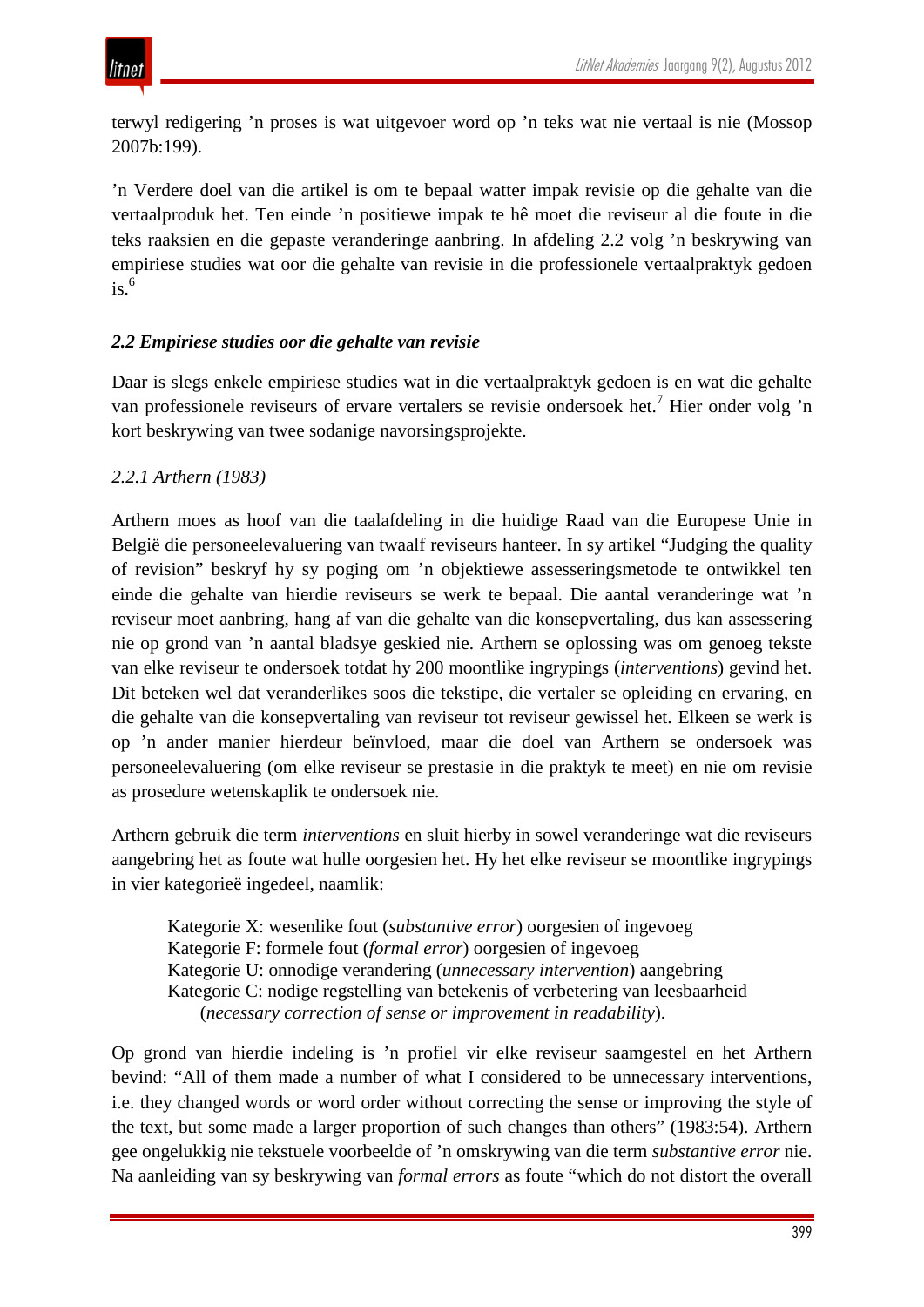terwyl redigering ’n proses is wat uitgevoer word op ’n teks wat nie vertaal is nie (Mossop 2007b:199).

’n Verdere doel van die artikel is om te bepaal watter impak revisie op die gehalte van die vertaalproduk het. Ten einde ’n positiewe impak te hê moet die reviseur al die foute in die teks raaksien en die gepaste veranderinge aanbring. In afdeling 2.2 volg ’n beskrywing van empiriese studies wat oor die gehalte van revisie in die professionele vertaalpraktyk gedoen is.[6]

### *2.2 Empiriese studies oor die gehalte van revisie*

Daar is slegs enkele empiriese studies wat in die vertaalpraktyk gedoen is en wat die gehalte van professionele reviseurs of ervare vertalers se revisie ondersoek het.[7] Hier onder volg ’n kort beskrywing van twee sodanige navorsingsprojekte.

#### *2.2.1 Arthern (1983)*

Arthern moes as hoof van die taalafdeling in die huidige Raad van die Europese Unie in België die personeelevaluering van twaalf reviseurs hanteer. In sy artikel “Judging the quality of revision” beskryf hy sy poging om ’n objektiewe assesseringsmetode te ontwikkel ten einde die gehalte van hierdie reviseurs se werk te bepaal. Die aantal veranderinge wat ’n reviseur moet aanbring, hang af van die gehalte van die konsepvertaling, dus kan assessering nie op grond van ’n aantal bladsye geskied nie. Arthern se oplossing was om genoeg tekste van elke reviseur te ondersoek totdat hy 200 moontlike ingrypings (*interventions*) gevind het. Dit beteken wel dat veranderlikes soos die tekstipe, die vertaler se opleiding en ervaring, en die gehalte van die konsepvertaling van reviseur tot reviseur gewissel het. Elkeen se werk is op ’n ander manier hierdeur beïnvloed, maar die doel van Arthern se ondersoek was personeelevaluering (om elke reviseur se prestasie in die praktyk te meet) en nie om revisie as prosedure wetenskaplik te ondersoek nie.

Arthern gebruik die term *interventions* en sluit hierby in sowel veranderinge wat die reviseurs aangebring het as foute wat hulle oorgesien het. Hy het elke reviseur se moontlike ingrypings in vier kategorieë ingedeel, naamlik:

> Kategorie X: wesenlike fout (*substantive error*) oorgesien of ingevoeg
> Kategorie F: formele fout (*formal error*) oorgesien of ingevoeg
> Kategorie U: onnodige verandering (*unnecessary intervention*) aangebring
> Kategorie C: nodige regstelling van betekenis of verbetering van leesbaarheid
> (*necessary correction of sense or improvement in readability*).

Op grond van hierdie indeling is ’n profiel vir elke reviseur saamgestel en het Arthern bevind: “All of them made a number of what I considered to be unnecessary interventions, i.e. they changed words or word order without correcting the sense or improving the style of the text, but some made a larger proportion of such changes than others” (1983:54). Arthern gee ongelukkig nie tekstuele voorbeelde of ’n omskrywing van die term *substantive error* nie. Na aanleiding van sy beskrywing van *formal errors* as foute “which do not distort the overall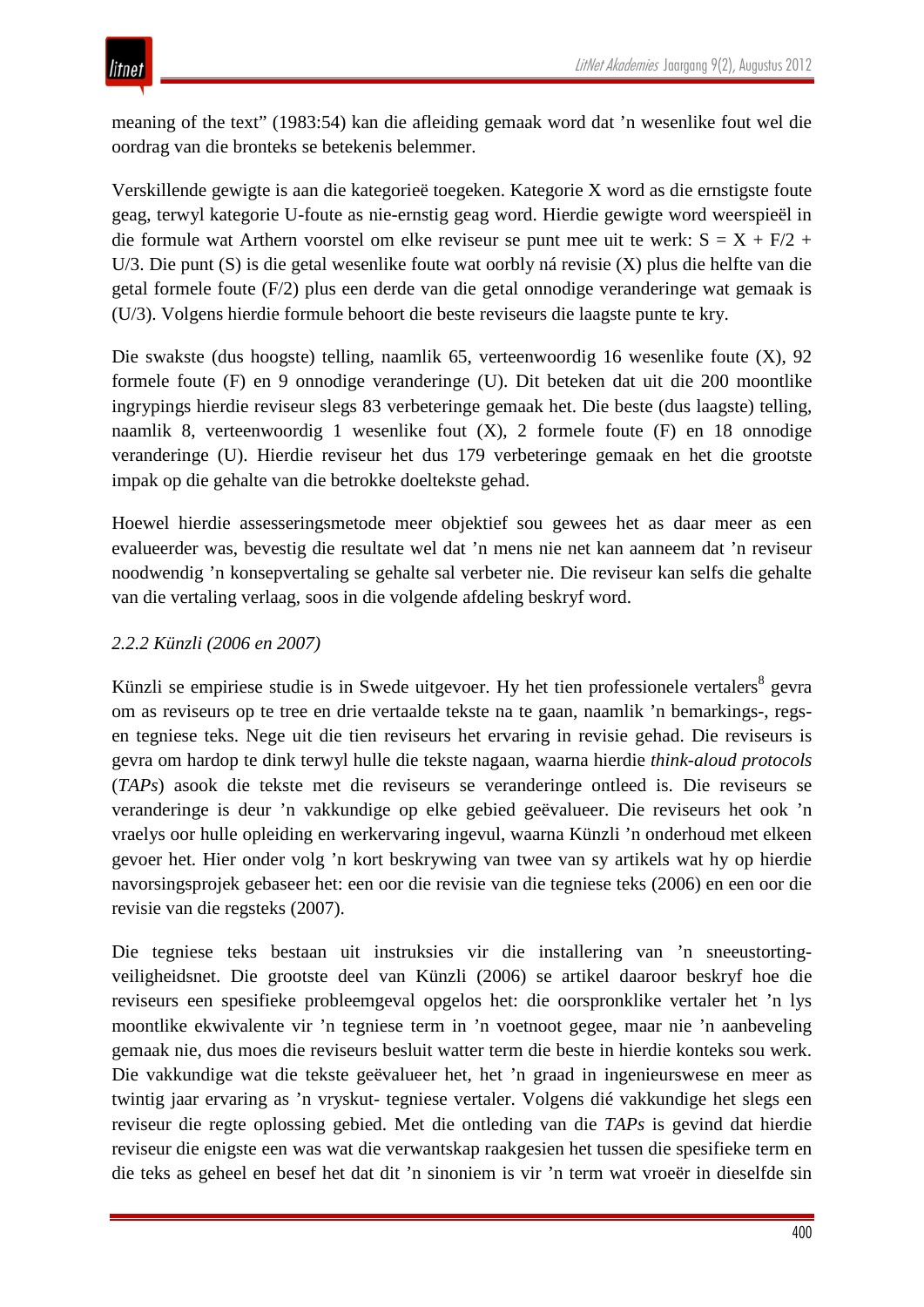meaning of the text" (1983:54) kan die afleiding gemaak word dat 'n wesenlike fout wel die oordrag van die bronteks se betekenis belemmer.

Verskillende gewigte is aan die kategorieë toegeken. Kategorie X word as die ernstigste foute geag, terwyl kategorie U-foute as nie-ernstig geag word. Hierdie gewigte word weerspieël in die formule wat Arthern voorstel om elke reviseur se punt mee uit te werk: $S = X + F/2 + U/3$. Die punt (S) is die getal wesenlike foute wat oorbly ná revisie (X) plus die helfte van die getal formele foute (F/2) plus een derde van die getal onnodige veranderinge wat gemaak is (U/3). Volgens hierdie formule behoort die beste reviseurs die laagste punte te kry.

Die swakste (dus hoogste) telling, naamlik 65, verteenwoordig 16 wesenlike foute (X), 92 formele foute (F) en 9 onnodige veranderinge (U). Dit beteken dat uit die 200 moontlike ingrypings hierdie reviseur slegs 83 verbeteringe gemaak het. Die beste (dus laagste) telling, naamlik 8, verteenwoordig 1 wesenlike fout (X), 2 formele foute (F) en 18 onnodige veranderinge (U). Hierdie reviseur het dus 179 verbeteringe gemaak en het die grootste impak op die gehalte van die betrokke doeltekste gehad.

Hoewel hierdie assesseringsmetode meer objektief sou gewees het as daar meer as een evalueerder was, bevestig die resultate wel dat 'n mens nie net kan aanneem dat 'n reviseur noodwendig 'n konsepvertaling se gehalte sal verbeter nie. Die reviseur kan selfs die gehalte van die vertaling verlaag, soos in die volgende afdeling beskryf word.

*2.2.2 Künzli (2006 en 2007)*

Künzli se empiriese studie is in Swede uitgevoer. Hy het tien professionele vertalers[8] gevra om as reviseurs op te tree en drie vertaalde tekste na te gaan, naamlik 'n bemarkings-, regs- en tegniese teks. Nege uit die tien reviseurs het ervaring in revisie gehad. Die reviseurs is gevra om hardop te dink terwyl hulle die tekste nagaan, waarna hierdie *think-aloud protocols* (*TAPs*) asook die tekste met die reviseurs se veranderinge ontleed is. Die reviseurs se veranderinge is deur 'n vakkundige op elke gebied geëvalueer. Die reviseurs het ook 'n vraelys oor hulle opleiding en werkervaring ingevul, waarna Künzli 'n onderhoud met elkeen gevoer het. Hier onder volg 'n kort beskrywing van twee van sy artikels wat hy op hierdie navorsingsprojek gebaseer het: een oor die revisie van die tegniese teks (2006) en een oor die revisie van die regsteks (2007).

Die tegniese teks bestaan uit instruksies vir die installering van 'n sneeustorting-veiligheidsnet. Die grootste deel van Künzli (2006) se artikel daaroor beskryf hoe die reviseurs een spesifieke probleemgeval opgelos het: die oorspronklike vertaler het 'n lys moontlike ekwivalente vir 'n tegniese term in 'n voetnoot gegee, maar nie 'n aanbeveling gemaak nie, dus moes die reviseurs besluit watter term die beste in hierdie konteks sou werk. Die vakkundige wat die tekste geëvalueer het, het 'n graad in ingenieurswese en meer as twintig jaar ervaring as 'n vryskut- tegniese vertaler. Volgens dié vakkundige het slegs een reviseur die regte oplossing gebied. Met die ontleding van die *TAPs* is gevind dat hierdie reviseur die enigste een was wat die verwantskap raakgesien het tussen die spesifieke term en die teks as geheel en besef het dat dit 'n sinoniem is vir 'n term wat vroeër in dieselfde sin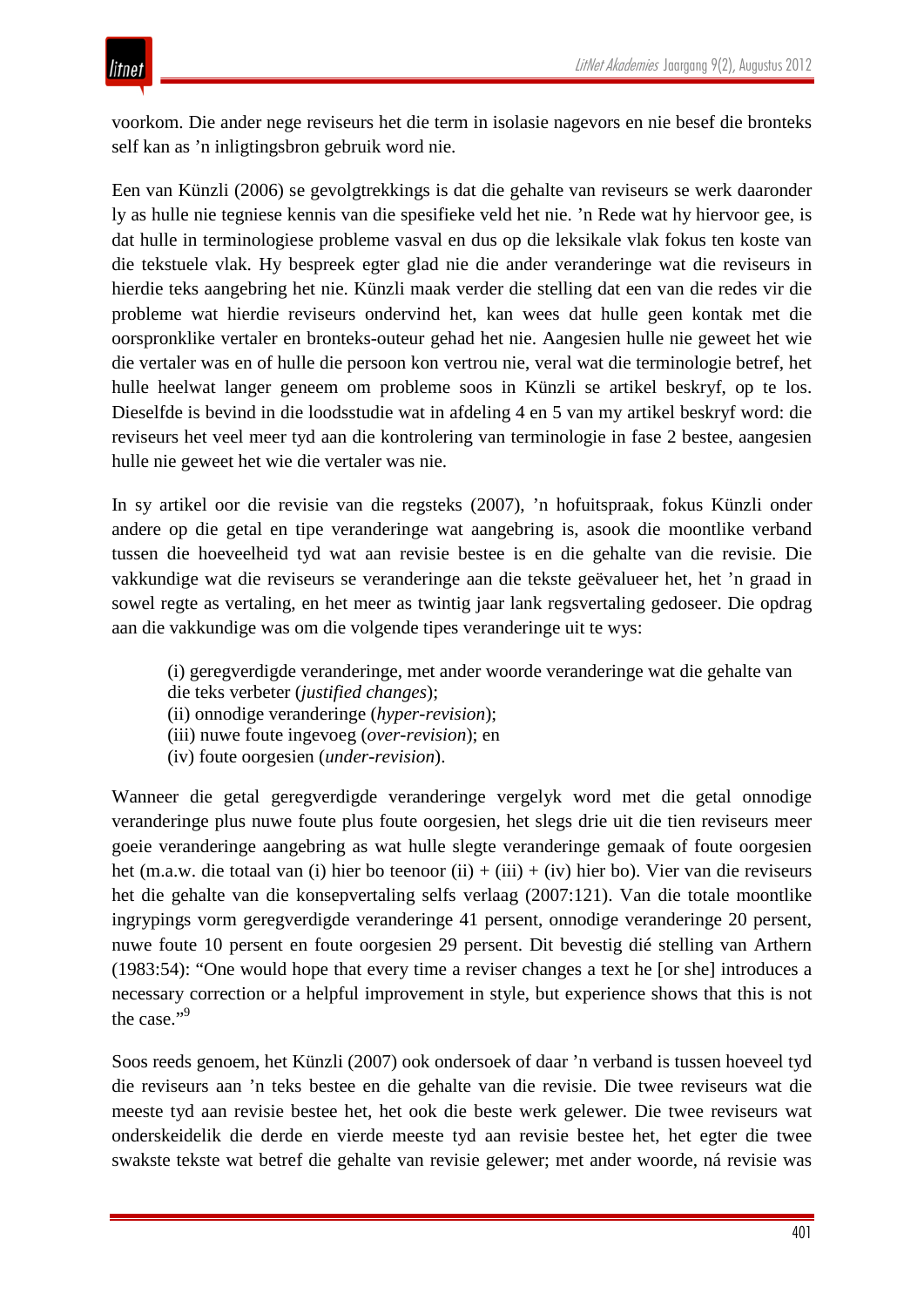voorkom. Die ander nege reviseurs het die term in isolasie nagevors en nie besef die bronteks self kan as ’n inligtingsbron gebruik word nie.

Een van Künzli (2006) se gevolgtrekkings is dat die gehalte van reviseurs se werk daaronder ly as hulle nie tegniese kennis van die spesifieke veld het nie. ’n Rede wat hy hiervoor gee, is dat hulle in terminologiese probleme vasval en dus op die leksikale vlak fokus ten koste van die tekstuele vlak. Hy bespreek egter glad nie die ander veranderinge wat die reviseurs in hierdie teks aangebring het nie. Künzli maak verder die stelling dat een van die redes vir die probleme wat hierdie reviseurs ondervind het, kan wees dat hulle geen kontak met die oorspronklike vertaler en bronteks-outeur gehad het nie. Aangesien hulle nie geweet het wie die vertaler was en of hulle die persoon kon vertrou nie, veral wat die terminologie betref, het hulle heelwat langer geneem om probleme soos in Künzli se artikel beskryf, op te los. Dieselfde is bevind in die loodsstudie wat in afdeling 4 en 5 van my artikel beskryf word: die reviseurs het veel meer tyd aan die kontrolering van terminologie in fase 2 bestee, aangesien hulle nie geweet het wie die vertaler was nie.

In sy artikel oor die revisie van die regsteks (2007), ’n hofuitspraak, fokus Künzli onder andere op die getal en tipe veranderinge wat aangebring is, asook die moontlike verband tussen die hoeveelheid tyd wat aan revisie bestee is en die gehalte van die revisie. Die vakkundige wat die reviseurs se veranderinge aan die tekste geëvalueer het, het ’n graad in sowel regte as vertaling, en het meer as twintig jaar lank regsvertaling gedoseer. Die opdrag aan die vakkundige was om die volgende tipes veranderinge uit te wys:

(i) geregverdigde veranderinge, met ander woorde veranderinge wat die gehalte van die teks verbeter (*justified changes*);
(ii) onnodige veranderinge (*hyper-revision*);
(iii) nuwe foute ingevoeg (*over-revision*); en
(iv) foute oorgesien (*under-revision*).

Wanneer die getal geregverdigde veranderinge vergelyk word met die getal onnodige veranderinge plus nuwe foute plus foute oorgesien, het slegs drie uit die tien reviseurs meer goeie veranderinge aangebring as wat hulle slegte veranderinge gemaak of foute oorgesien het (m.a.w. die totaal van (i) hier bo teenoor (ii) + (iii) + (iv) hier bo). Vier van die reviseurs het die gehalte van die konsepvertaling selfs verlaag (2007:121). Van die totale moontlike ingrypings vorm geregverdigde veranderinge 41 persent, onnodige veranderinge 20 persent, nuwe foute 10 persent en foute oorgesien 29 persent. Dit bevestig dié stelling van Arthern (1983:54): “One would hope that every time a reviser changes a text he [or she] introduces a necessary correction or a helpful improvement in style, but experience shows that this is not the case.”[9]

Soos reeds genoem, het Künzli (2007) ook ondersoek of daar ’n verband is tussen hoeveel tyd die reviseurs aan ’n teks bestee en die gehalte van die revisie. Die twee reviseurs wat die meeste tyd aan revisie bestee het, het ook die beste werk gelewer. Die twee reviseurs wat onderskeidelik die derde en vierde meeste tyd aan revisie bestee het, het egter die twee swakste tekste wat betref die gehalte van revisie gelewer; met ander woorde, ná revisie was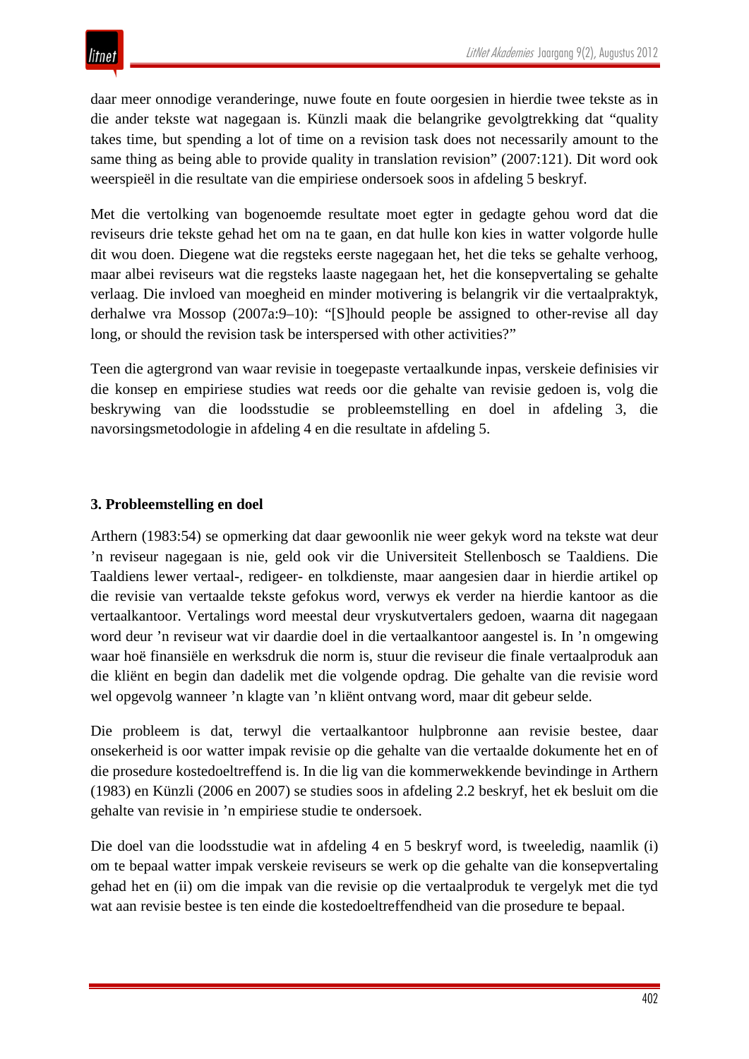daar meer onnodige veranderinge, nuwe foute en foute oorgesien in hierdie twee tekste as in die ander tekste wat nagegaan is. Künzli maak die belangrike gevolgtrekking dat "quality takes time, but spending a lot of time on a revision task does not necessarily amount to the same thing as being able to provide quality in translation revision" (2007:121). Dit word ook weerspieël in die resultate van die empiriese ondersoek soos in afdeling 5 beskryf.

Met die vertolking van bogenoemde resultate moet egter in gedagte gehou word dat die reviseurs drie tekste gehad het om na te gaan, en dat hulle kon kies in watter volgorde hulle dit wou doen. Diegene wat die regsteks eerste nagegaan het, het die teks se gehalte verhoog, maar albei reviseurs wat die regsteks laaste nagegaan het, het die konsepvertaling se gehalte verlaag. Die invloed van moegheid en minder motivering is belangrik vir die vertaalpraktyk, derhalwe vra Mossop (2007a:9–10): "[S]hould people be assigned to other-revise all day long, or should the revision task be interspersed with other activities?"

Teen die agtergrond van waar revisie in toegepaste vertaalkunde inpas, verskeie definisies vir die konsep en empiriese studies wat reeds oor die gehalte van revisie gedoen is, volg die beskrywing van die loodsstudie se probleemstelling en doel in afdeling 3, die navorsingsmetodologie in afdeling 4 en die resultate in afdeling 5.

## 3. Probleemstelling en doel

Arthern (1983:54) se opmerking dat daar gewoonlik nie weer gekyk word na tekste wat deur 'n reviseur nagegaan is nie, geld ook vir die Universiteit Stellenbosch se Taaldiens. Die Taaldiens lewer vertaal-, redigeer- en tolkdienste, maar aangesien daar in hierdie artikel op die revisie van vertaalde tekste gefokus word, verwys ek verder na hierdie kantoor as die vertaalkantoor. Vertalings word meestal deur vryskutvertalers gedoen, waarna dit nagegaan word deur 'n reviseur wat vir daardie doel in die vertaalkantoor aangestel is. In 'n omgewing waar hoë finansiële en werksdruk die norm is, stuur die reviseur die finale vertaalproduk aan die kliënt en begin dan dadelik met die volgende opdrag. Die gehalte van die revisie word wel opgevolg wanneer 'n klagte van 'n kliënt ontvang word, maar dit gebeur selde.

Die probleem is dat, terwyl die vertaalkantoor hulpbronne aan revisie bestee, daar onsekerheid is oor watter impak revisie op die gehalte van die vertaalde dokumente het en of die prosedure kostedoeltreffend is. In die lig van die kommerwekkende bevindinge in Arthern (1983) en Künzli (2006 en 2007) se studies soos in afdeling 2.2 beskryf, het ek besluit om die gehalte van revisie in 'n empiriese studie te ondersoek.

Die doel van die loodsstudie wat in afdeling 4 en 5 beskryf word, is tweeledig, naamlik (i) om te bepaal watter impak verskeie reviseurs se werk op die gehalte van die konsepvertaling gehad het en (ii) om die impak van die revisie op die vertaalproduk te vergelyk met die tyd wat aan revisie bestee is ten einde die kostedoeltreffendheid van die prosedure te bepaal.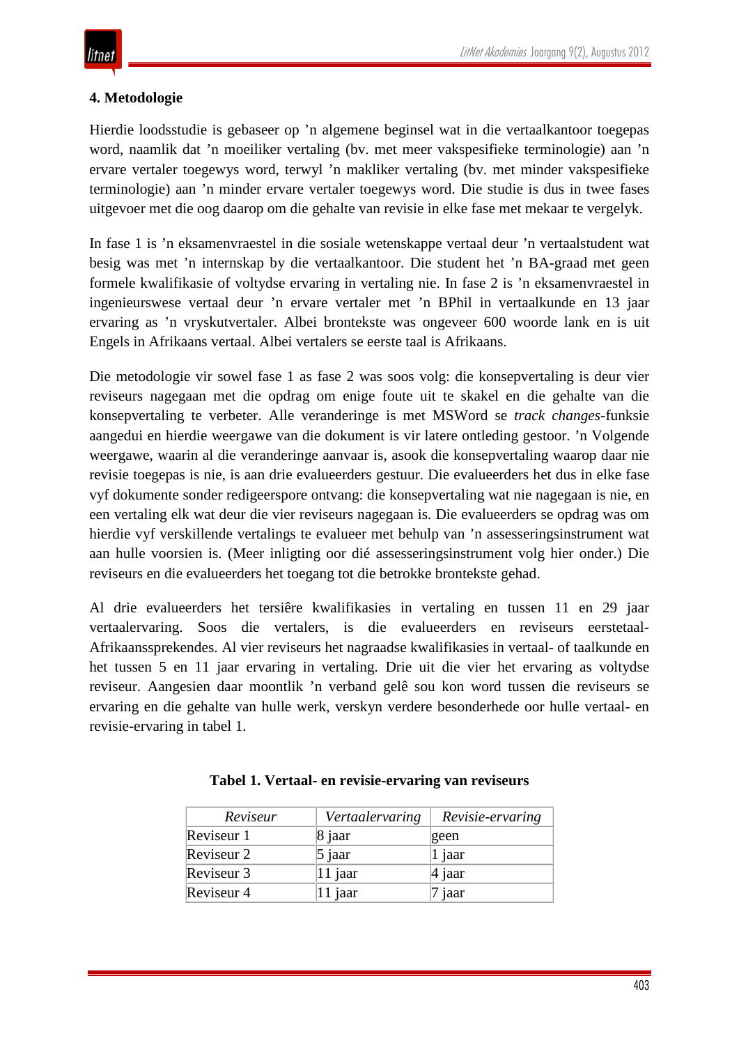## 4. Metodologie

Hierdie loodsstudie is gebaseer op ’n algemene beginsel wat in die vertaalkantoor toegepas word, naamlik dat ’n moeiliker vertaling (bv. met meer vakspesifieke terminologie) aan ’n ervare vertaler toegewys word, terwyl ’n makliker vertaling (bv. met minder vakspesifieke terminologie) aan ’n minder ervare vertaler toegewys word. Die studie is dus in twee fases uitgevoer met die oog daarop om die gehalte van revisie in elke fase met mekaar te vergelyk.

In fase 1 is ’n eksamenvraestel in die sosiale wetenskappe vertaal deur ’n vertaalstudent wat besig was met ’n internskap by die vertaalkantoor. Die student het ’n BA-graad met geen formele kwalifikasie of voltydse ervaring in vertaling nie. In fase 2 is ’n eksamenvraestel in ingenieurswese vertaal deur ’n ervare vertaler met ’n BPhil in vertaalkunde en 13 jaar ervaring as ’n vryskutvertaler. Albei brontekste was ongeveer 600 woorde lank en is uit Engels in Afrikaans vertaal. Albei vertalers se eerste taal is Afrikaans.

Die metodologie vir sowel fase 1 as fase 2 was soos volg: die konsepvertaling is deur vier reviseurs nagegaan met die opdrag om enige foute uit te skakel en die gehalte van die konsepvertaling te verbeter. Alle veranderinge is met MSWord se *track changes*-funksie aangedui en hierdie weergawe van die dokument is vir latere ontleding gestoor. ’n Volgende weergawe, waarin al die veranderinge aanvaar is, asook die konsepvertaling waarop daar nie revisie toegepas is nie, is aan drie evalueerders gestuur. Die evalueerders het dus in elke fase vyf dokumente sonder redigeerspore ontvang: die konsepvertaling wat nie nagegaan is nie, en een vertaling elk wat deur die vier reviseurs nagegaan is. Die evalueerders se opdrag was om hierdie vyf verskillende vertalings te evalueer met behulp van ’n assesseringsinstrument wat aan hulle voorsien is. (Meer inligting oor dié assesseringsinstrument volg hier onder.) Die reviseurs en die evalueerders het toegang tot die betrokke brontekste gehad.

Al drie evalueerders het tersiêre kwalifikasies in vertaling en tussen 11 en 29 jaar vertaalervaring. Soos die vertalers, is die evalueerders en reviseurs eerstetaal-Afrikaanssprekendes. Al vier reviseurs het nagraadse kwalifikasies in vertaal- of taalkunde en het tussen 5 en 11 jaar ervaring in vertaling. Drie uit die vier het ervaring as voltydse reviseur. Aangesien daar moontlik ’n verband gelê sou kon word tussen die reviseurs se ervaring en die gehalte van hulle werk, verskyn verdere besonderhede oor hulle vertaal- en revisie-ervaring in tabel 1.

**Tabel 1. Vertaal- en revisie-ervaring van reviseurs**

| *Reviseur* | *Vertaalervaring* | *Revisie-ervaring* |
|---|---|---|
| Reviseur 1 | 8 jaar | geen |
| Reviseur 2 | 5 jaar | 1 jaar |
| Reviseur 3 | 11 jaar | 4 jaar |
| Reviseur 4 | 11 jaar | 7 jaar |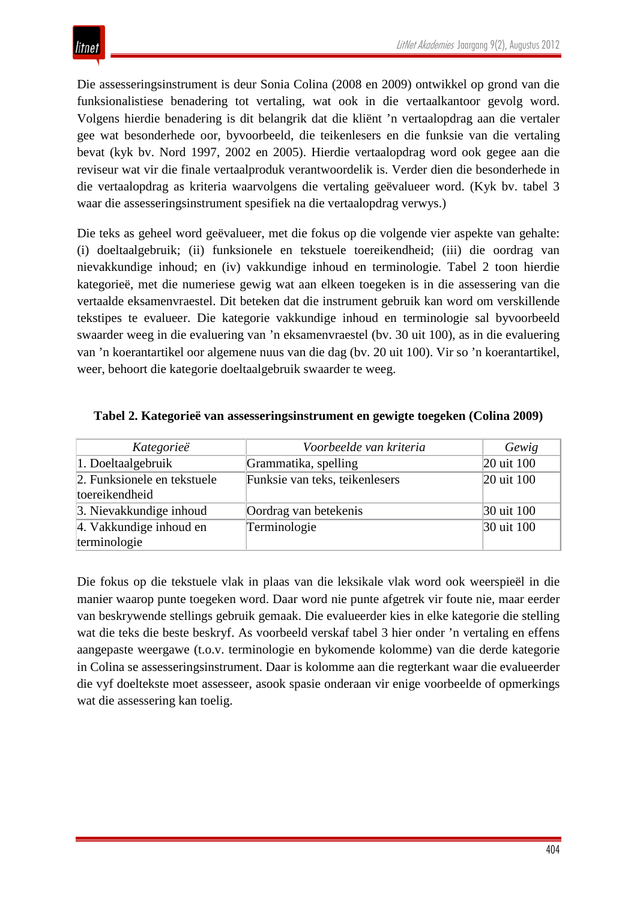Die assesseringsinstrument is deur Sonia Colina (2008 en 2009) ontwikkel op grond van die funksionalistiese benadering tot vertaling, wat ook in die vertaalkantoor gevolg word. Volgens hierdie benadering is dit belangrik dat die kliënt ’n vertaalopdrag aan die vertaler gee wat besonderhede oor, byvoorbeeld, die teikenlesers en die funksie van die vertaling bevat (kyk bv. Nord 1997, 2002 en 2005). Hierdie vertaalopdrag word ook gegee aan die reviseur wat vir die finale vertaalproduk verantwoordelik is. Verder dien die besonderhede in die vertaalopdrag as kriteria waarvolgens die vertaling geëvalueer word. (Kyk bv. tabel 3 waar die assesseringsinstrument spesifiek na die vertaalopdrag verwys.)

Die teks as geheel word geëvalueer, met die fokus op die volgende vier aspekte van gehalte: (i) doeltaalgebruik; (ii) funksionele en tekstuele toereikendheid; (iii) die oordrag van nievakkundige inhoud; en (iv) vakkundige inhoud en terminologie. Tabel 2 toon hierdie kategorieë, met die numeriese gewig wat aan elkeen toegeken is in die assessering van die vertaalde eksamenvraestel. Dit beteken dat die instrument gebruik kan word om verskillende tekstipes te evalueer. Die kategorie vakkundige inhoud en terminologie sal byvoorbeeld swaarder weeg in die evaluering van ’n eksamenvraestel (bv. 30 uit 100), as in die evaluering van ’n koerantartikel oor algemene nuus van die dag (bv. 20 uit 100). Vir so ’n koerantartikel, weer, behoort die kategorie doeltaalgebruik swaarder te weeg.

**Tabel 2. Kategorieë van assesseringsinstrument en gewigte toegeken (Colina 2009)**

| *Kategorieë* | *Voorbeelde van kriteria* | *Gewig* |
|---|---|---|
| 1. Doeltaalgebruik | Grammatika, spelling | 20 uit 100 |
| 2. Funksionele en tekstuele toereikendheid | Funksie van teks, teikenlesers | 20 uit 100 |
| 3. Nievakkundige inhoud | Oordrag van betekenis | 30 uit 100 |
| 4. Vakkundige inhoud en terminologie | Terminologie | 30 uit 100 |

Die fokus op die tekstuele vlak in plaas van die leksikale vlak word ook weerspieël in die manier waarop punte toegeken word. Daar word nie punte afgetrek vir foute nie, maar eerder van beskrywende stellings gebruik gemaak. Die evalueerder kies in elke kategorie die stelling wat die teks die beste beskryf. As voorbeeld verskaf tabel 3 hier onder ’n vertaling en effens aangepaste weergawe (t.o.v. terminologie en bykomende kolomme) van die derde kategorie in Colina se assesseringsinstrument. Daar is kolomme aan die regterkant waar die evalueerder die vyf doeltekste moet assesseer, asook spasie onderaan vir enige voorbeelde of opmerkings wat die assessering kan toelig.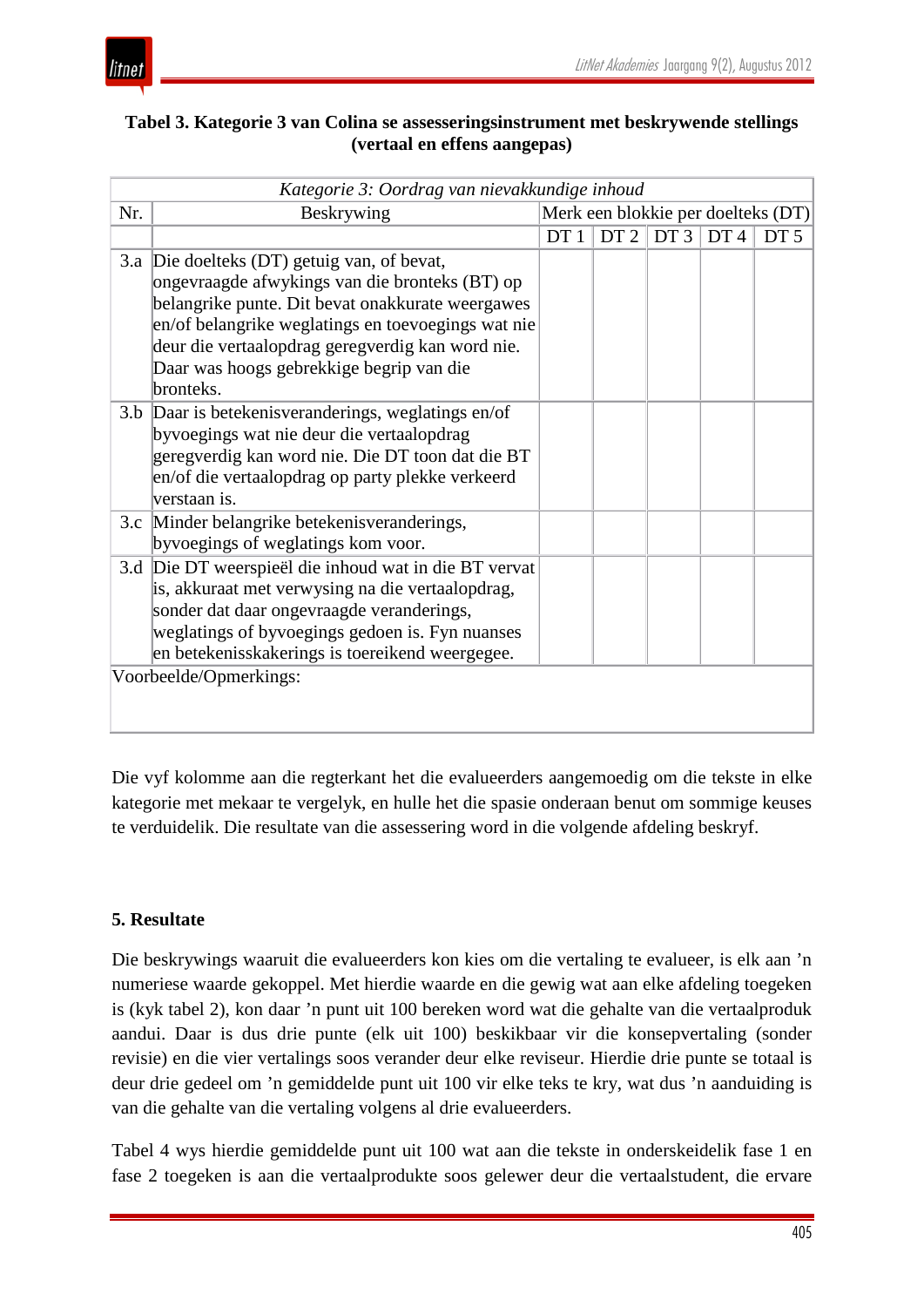**Tabel 3. Kategorie 3 van Colina se assesseringsinstrument met beskrywende stellings (vertaal en effens aangepas)**

| *Kategorie 3: Oordrag van nievakkundige inhoud* | | | | | | |
|---|---|---|---|---|---|---|
| Nr. | Beskrywing | Merk een blokkie per doelteks (DT) | | | | |
| | | DT 1 | DT 2 | DT 3 | DT 4 | DT 5 |
| 3.a | Die doelteks (DT) getuig van, of bevat, ongevraagde afwykings van die bronteks (BT) op belangrike punte. Dit bevat onakkurate weergawes en/of belangrike weglatings en toevoegings wat nie deur die vertaalopdrag geregverdig kan word nie. Daar was hoogs gebrekkige begrip van die bronteks. | | | | | |
| 3.b | Daar is betekenisveranderings, weglatings en/of byvoegings wat nie deur die vertaalopdrag geregverdig kan word nie. Die DT toon dat die BT en/of die vertaalopdrag op party plekke verkeerd verstaan is. | | | | | |
| 3.c | Minder belangrike betekenisveranderings, byvoegings of weglatings kom voor. | | | | | |
| 3.d | Die DT weerspieël die inhoud wat in die BT vervat is, akkuraat met verwysing na die vertaalopdrag, sonder dat daar ongevraagde veranderings, weglatings of byvoegings gedoen is. Fyn nuanses en betekenisskakerings is toereikend weergegee. | | | | | |
| Voorbeelde/Opmerkings: | | | | | | |

Die vyf kolomme aan die regterkant het die evalueerders aangemoedig om die tekste in elke kategorie met mekaar te vergelyk, en hulle het die spasie onderaan benut om sommige keuses te verduidelik. Die resultate van die assessering word in die volgende afdeling beskryf.

## 5. Resultate

Die beskrywings waaruit die evalueerders kon kies om die vertaling te evalueer, is elk aan 'n numeriese waarde gekoppel. Met hierdie waarde en die gewig wat aan elke afdeling toegeken is (kyk tabel 2), kon daar 'n punt uit 100 bereken word wat die gehalte van die vertaalproduk aandui. Daar is dus drie punte (elk uit 100) beskikbaar vir die konsepvertaling (sonder revisie) en die vier vertalings soos verander deur elke reviseur. Hierdie drie punte se totaal is deur drie gedeel om 'n gemiddelde punt uit 100 vir elke teks te kry, wat dus 'n aanduiding is van die gehalte van die vertaling volgens al drie evalueerders.

Tabel 4 wys hierdie gemiddelde punt uit 100 wat aan die tekste in onderskeidelik fase 1 en fase 2 toegeken is aan die vertaalprodukte soos gelewer deur die vertaalstudent, die ervare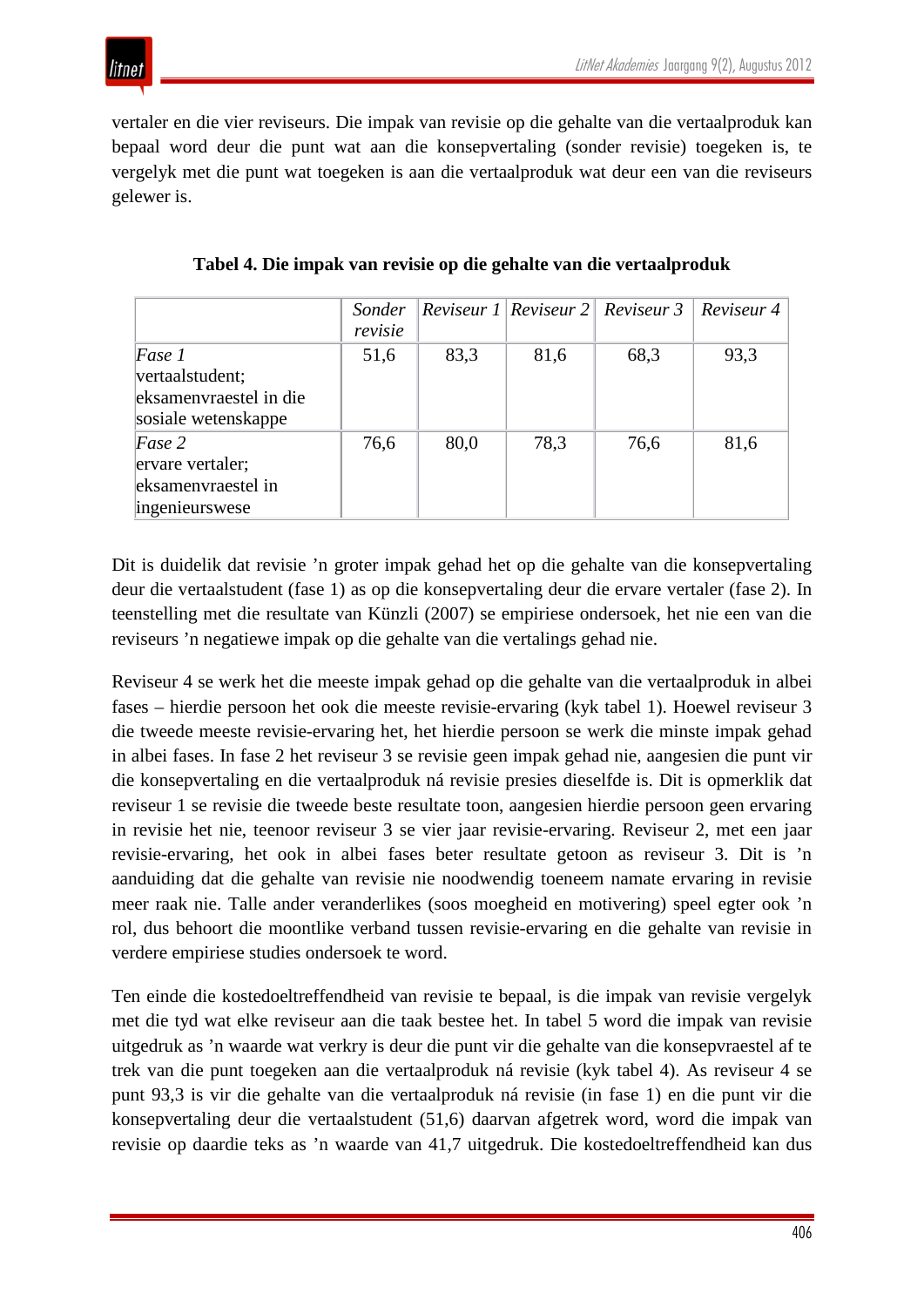vertaler en die vier reviseurs. Die impak van revisie op die gehalte van die vertaalproduk kan bepaal word deur die punt wat aan die konsepvertaling (sonder revisie) toegeken is, te vergelyk met die punt wat toegeken is aan die vertaalproduk wat deur een van die reviseurs gelewer is.

**Tabel 4. Die impak van revisie op die gehalte van die vertaalproduk**

| | *Sonder revisie* | *Reviseur 1* | *Reviseur 2* | *Reviseur 3* | *Reviseur 4* |
|---|---|---|---|---|---|
| *Fase 1* vertaalstudent; eksamenvraestel in die sosiale wetenskappe | 51,6 | 83,3 | 81,6 | 68,3 | 93,3 |
| *Fase 2* ervare vertaler; eksamenvraestel in ingenieurswese | 76,6 | 80,0 | 78,3 | 76,6 | 81,6 |

Dit is duidelik dat revisie ’n groter impak gehad het op die gehalte van die konsepvertaling deur die vertaalstudent (fase 1) as op die konsepvertaling deur die ervare vertaler (fase 2). In teenstelling met die resultate van Künzli (2007) se empiriese ondersoek, het nie een van die reviseurs ’n negatiewe impak op die gehalte van die vertalings gehad nie.

Reviseur 4 se werk het die meeste impak gehad op die gehalte van die vertaalproduk in albei fases – hierdie persoon het ook die meeste revisie-ervaring (kyk tabel 1). Hoewel reviseur 3 die tweede meeste revisie-ervaring het, het hierdie persoon se werk die minste impak gehad in albei fases. In fase 2 het reviseur 3 se revisie geen impak gehad nie, aangesien die punt vir die konsepvertaling en die vertaalproduk ná revisie presies dieselfde is. Dit is opmerklik dat reviseur 1 se revisie die tweede beste resultate toon, aangesien hierdie persoon geen ervaring in revisie het nie, teenoor reviseur 3 se vier jaar revisie-ervaring. Reviseur 2, met een jaar revisie-ervaring, het ook in albei fases beter resultate getoon as reviseur 3. Dit is ’n aanduiding dat die gehalte van revisie nie noodwendig toeneem namate ervaring in revisie meer raak nie. Talle ander veranderlikes (soos moegheid en motivering) speel egter ook ’n rol, dus behoort die moontlike verband tussen revisie-ervaring en die gehalte van revisie in verdere empiriese studies ondersoek te word.

Ten einde die kostedoeltreffendheid van revisie te bepaal, is die impak van revisie vergelyk met die tyd wat elke reviseur aan die taak bestee het. In tabel 5 word die impak van revisie uitgedruk as ’n waarde wat verkry is deur die punt vir die gehalte van die konsepvraestel af te trek van die punt toegeken aan die vertaalproduk ná revisie (kyk tabel 4). As reviseur 4 se punt 93,3 is vir die gehalte van die vertaalproduk ná revisie (in fase 1) en die punt vir die konsepvertaling deur die vertaalstudent (51,6) daarvan afgetrek word, word die impak van revisie op daardie teks as ’n waarde van 41,7 uitgedruk. Die kostedoeltreffendheid kan dus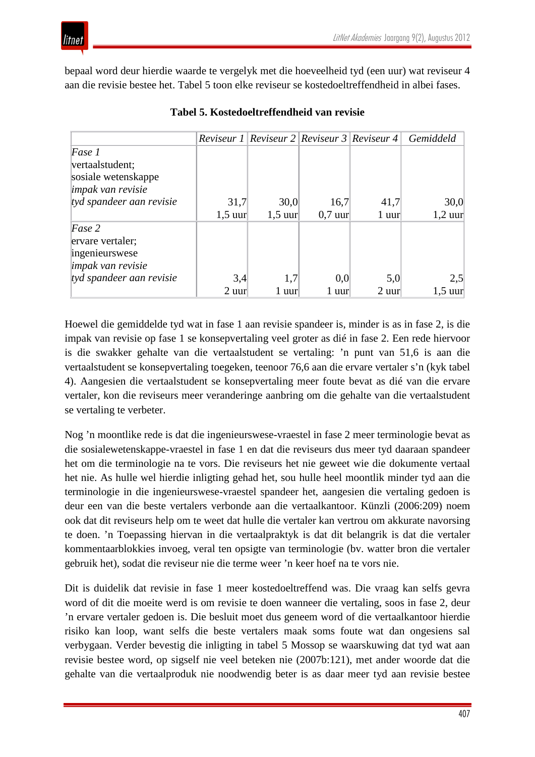bepaal word deur hierdie waarde te vergelyk met die hoeveelheid tyd (een uur) wat reviseur 4 aan die revisie bestee het. Tabel 5 toon elke reviseur se kostedoeltreffendheid in albei fases.

**Tabel 5. Kostedoeltreffendheid van revisie**

| | *Reviseur 1* | *Reviseur 2* | *Reviseur 3* | *Reviseur 4* | *Gemiddeld* |
|---|---|---|---|---|---|
| *Fase 1*<br>vertaalstudent;<br>sosiale wetenskappe<br>*impak van revisie*<br>*tyd spandeer aan revisie* | 31,7<br>1,5 uur | 30,0<br>1,5 uur | 16,7<br>0,7 uur | 41,7<br>1 uur | 30,0<br>1,2 uur |
| *Fase 2*<br>ervare vertaler;<br>ingenieurswese<br>*impak van revisie*<br>*tyd spandeer aan revisie* | 3,4<br>2 uur | 1,7<br>1 uur | 0,0<br>1 uur | 5,0<br>2 uur | 2,5<br>1,5 uur |

Hoewel die gemiddelde tyd wat in fase 1 aan revisie spandeer is, minder is as in fase 2, is die impak van revisie op fase 1 se konsepvertaling veel groter as dié in fase 2. Een rede hiervoor is die swakker gehalte van die vertaalstudent se vertaling: ’n punt van 51,6 is aan die vertaalstudent se konsepvertaling toegeken, teenoor 76,6 aan die ervare vertaler s’n (kyk tabel 4). Aangesien die vertaalstudent se konsepvertaling meer foute bevat as dié van die ervare vertaler, kon die reviseurs meer veranderinge aanbring om die gehalte van die vertaalstudent se vertaling te verbeter.

Nog ’n moontlike rede is dat die ingenieurswese-vraestel in fase 2 meer terminologie bevat as die sosialewetenskappe-vraestel in fase 1 en dat die reviseurs dus meer tyd daaraan spandeer het om die terminologie na te vors. Die reviseurs het nie geweet wie die dokumente vertaal het nie. As hulle wel hierdie inligting gehad het, sou hulle heel moontlik minder tyd aan die terminologie in die ingenieurswese-vraestel spandeer het, aangesien die vertaling gedoen is deur een van die beste vertalers verbonde aan die vertaalkantoor. Künzli (2006:209) noem ook dat dit reviseurs help om te weet dat hulle die vertaler kan vertrou om akkurate navorsing te doen. ’n Toepassing hiervan in die vertaalpraktyk is dat dit belangrik is dat die vertaler kommentaarblokkies invoeg, veral ten opsigte van terminologie (bv. watter bron die vertaler gebruik het), sodat die reviseur nie die terme weer ’n keer hoef na te vors nie.

Dit is duidelik dat revisie in fase 1 meer kostedoeltreffend was. Die vraag kan selfs gevra word of dit die moeite werd is om revisie te doen wanneer die vertaling, soos in fase 2, deur ’n ervare vertaler gedoen is. Die besluit moet dus geneem word of die vertaalkantoor hierdie risiko kan loop, want selfs die beste vertalers maak soms foute wat dan ongesiens sal verbygaan. Verder bevestig die inligting in tabel 5 Mossop se waarskuwing dat tyd wat aan revisie bestee word, op sigself nie veel beteken nie (2007b:121), met ander woorde dat die gehalte van die vertaalproduk nie noodwendig beter is as daar meer tyd aan revisie bestee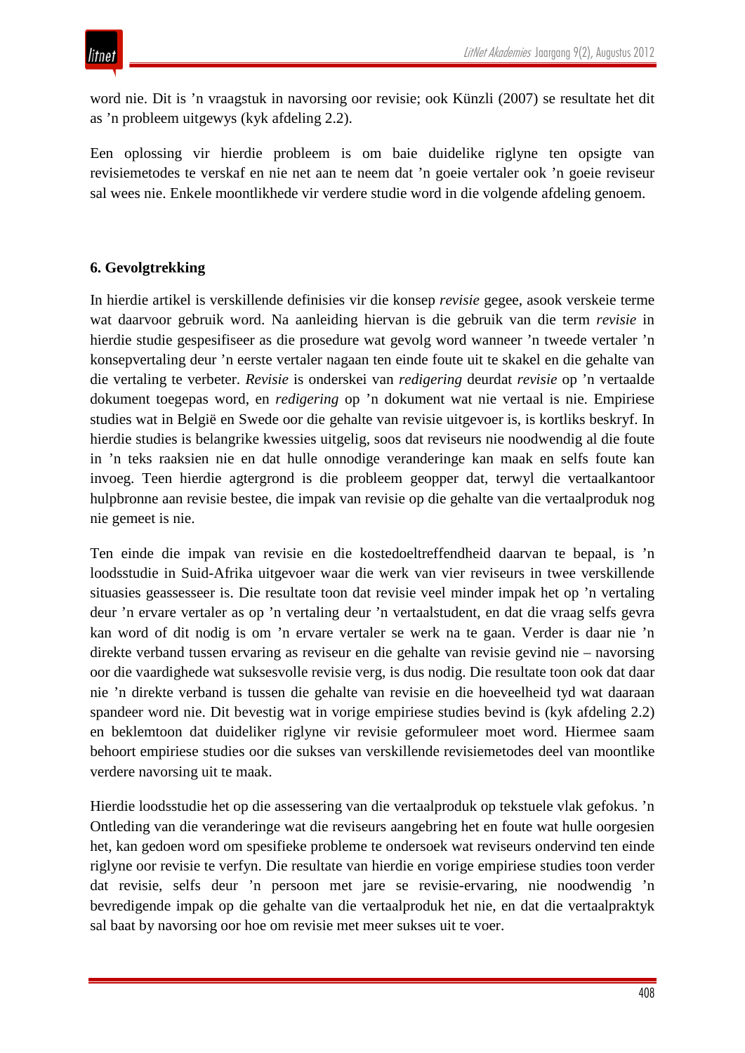word nie. Dit is ’n vraagstuk in navorsing oor revisie; ook Künzli (2007) se resultate het dit as ’n probleem uitgewys (kyk afdeling 2.2).

Een oplossing vir hierdie probleem is om baie duidelike riglyne ten opsigte van revisiemetodes te verskaf en nie net aan te neem dat ’n goeie vertaler ook ’n goeie reviseur sal wees nie. Enkele moontlikhede vir verdere studie word in die volgende afdeling genoem.

**6. Gevolgtrekking**

In hierdie artikel is verskillende definisies vir die konsep *revisie* gegee, asook verskeie terme wat daarvoor gebruik word. Na aanleiding hiervan is die gebruik van die term *revisie* in hierdie studie gespesifiseer as die prosedure wat gevolg word wanneer ’n tweede vertaler ’n konsepvertaling deur ’n eerste vertaler nagaan ten einde foute uit te skakel en die gehalte van die vertaling te verbeter. *Revisie* is onderskei van *redigering* deurdat *revisie* op ’n vertaalde dokument toegepas word, en *redigering* op ’n dokument wat nie vertaal is nie. Empiriese studies wat in België en Swede oor die gehalte van revisie uitgevoer is, is kortliks beskryf. In hierdie studies is belangrike kwessies uitgelig, soos dat reviseurs nie noodwendig al die foute in ’n teks raaksien nie en dat hulle onnodige veranderinge kan maak en selfs foute kan invoeg. Teen hierdie agtergrond is die probleem geopper dat, terwyl die vertaalkantoor hulpbronne aan revisie bestee, die impak van revisie op die gehalte van die vertaalproduk nog nie gemeet is nie.

Ten einde die impak van revisie en die kostedoeltreffendheid daarvan te bepaal, is ’n loodsstudie in Suid-Afrika uitgevoer waar die werk van vier reviseurs in twee verskillende situasies geassesseer is. Die resultate toon dat revisie veel minder impak het op ’n vertaling deur ’n ervare vertaler as op ’n vertaling deur ’n vertaalstudent, en dat die vraag selfs gevra kan word of dit nodig is om ’n ervare vertaler se werk na te gaan. Verder is daar nie ’n direkte verband tussen ervaring as reviseur en die gehalte van revisie gevind nie – navorsing oor die vaardighede wat suksesvolle revisie verg, is dus nodig. Die resultate toon ook dat daar nie ’n direkte verband is tussen die gehalte van revisie en die hoeveelheid tyd wat daaraan spandeer word nie. Dit bevestig wat in vorige empiriese studies bevind is (kyk afdeling 2.2) en beklemtoon dat duideliker riglyne vir revisie geformuleer moet word. Hiermee saam behoort empiriese studies oor die sukses van verskillende revisiemetodes deel van moontlike verdere navorsing uit te maak.

Hierdie loodsstudie het op die assessering van die vertaalproduk op tekstuele vlak gefokus. ’n Ontleding van die veranderinge wat die reviseurs aangebring het en foute wat hulle oorgesien het, kan gedoen word om spesifieke probleme te ondersoek wat reviseurs ondervind ten einde riglyne oor revisie te verfyn. Die resultate van hierdie en vorige empiriese studies toon verder dat revisie, selfs deur ’n persoon met jare se revisie-ervaring, nie noodwendig ’n bevredigende impak op die gehalte van die vertaalproduk het nie, en dat die vertaalpraktyk sal baat by navorsing oor hoe om revisie met meer sukses uit te voer.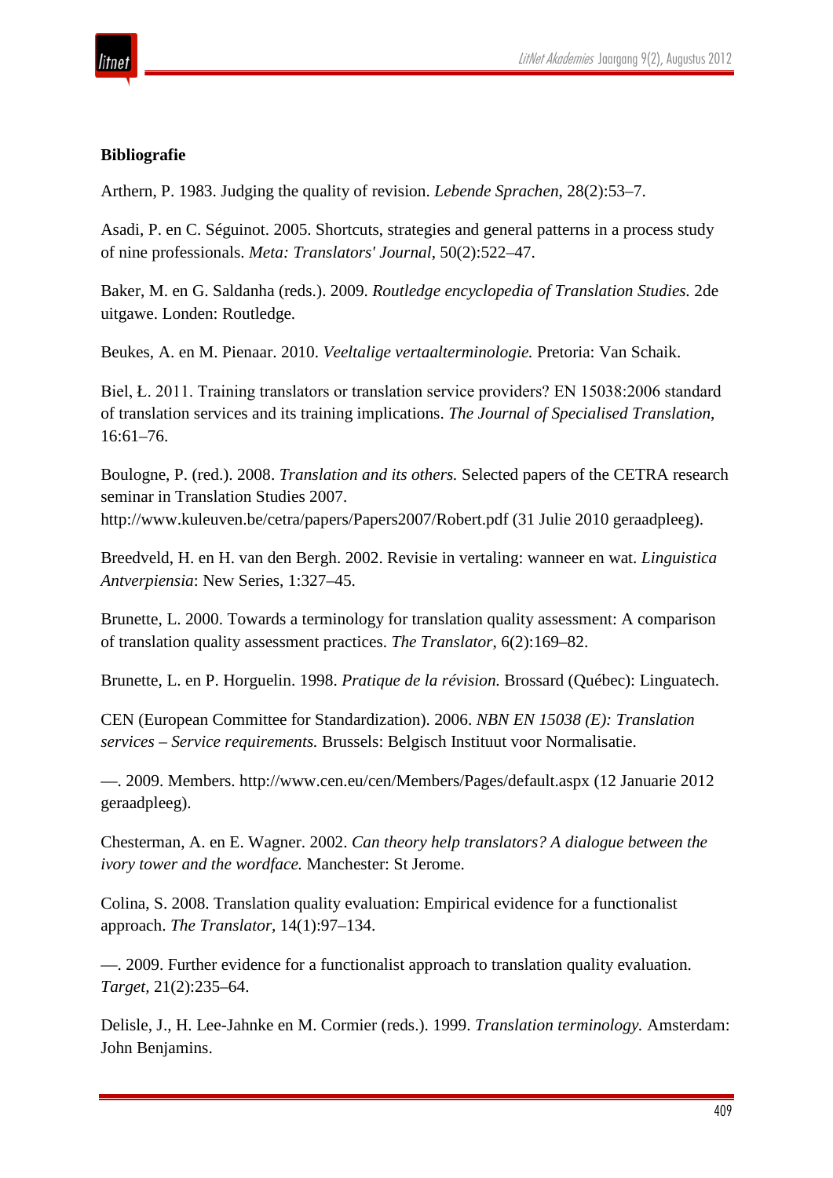**Bibliografie**

Arthern, P. 1983. Judging the quality of revision. *Lebende Sprachen*, 28(2):53–7.

Asadi, P. en C. Séguinot. 2005. Shortcuts, strategies and general patterns in a process study of nine professionals. *Meta: Translators' Journal*, 50(2):522–47.

Baker, M. en G. Saldanha (reds.). 2009. *Routledge encyclopedia of Translation Studies.* 2de uitgawe. Londen: Routledge.

Beukes, A. en M. Pienaar. 2010. *Veeltalige vertaalterminologie.* Pretoria: Van Schaik.

Biel, Ł. 2011. Training translators or translation service providers? EN 15038:2006 standard of translation services and its training implications. *The Journal of Specialised Translation*, 16:61–76.

Boulogne, P. (red.). 2008. *Translation and its others.* Selected papers of the CETRA research seminar in Translation Studies 2007. http://www.kuleuven.be/cetra/papers/Papers2007/Robert.pdf (31 Julie 2010 geraadpleeg).

Breedveld, H. en H. van den Bergh. 2002. Revisie in vertaling: wanneer en wat. *Linguistica Antverpiensia*: New Series, 1:327–45.

Brunette, L. 2000. Towards a terminology for translation quality assessment: A comparison of translation quality assessment practices. *The Translator*, 6(2):169–82.

Brunette, L. en P. Horguelin. 1998. *Pratique de la révision.* Brossard (Québec): Linguatech.

CEN (European Committee for Standardization). 2006. *NBN EN 15038 (E): Translation services – Service requirements.* Brussels: Belgisch Instituut voor Normalisatie.

—. 2009. Members. http://www.cen.eu/cen/Members/Pages/default.aspx (12 Januarie 2012 geraadpleeg).

Chesterman, A. en E. Wagner. 2002. *Can theory help translators? A dialogue between the ivory tower and the wordface.* Manchester: St Jerome.

Colina, S. 2008. Translation quality evaluation: Empirical evidence for a functionalist approach. *The Translator*, 14(1):97–134.

—. 2009. Further evidence for a functionalist approach to translation quality evaluation. *Target*, 21(2):235–64.

Delisle, J., H. Lee-Jahnke en M. Cormier (reds.). 1999. *Translation terminology.* Amsterdam: John Benjamins.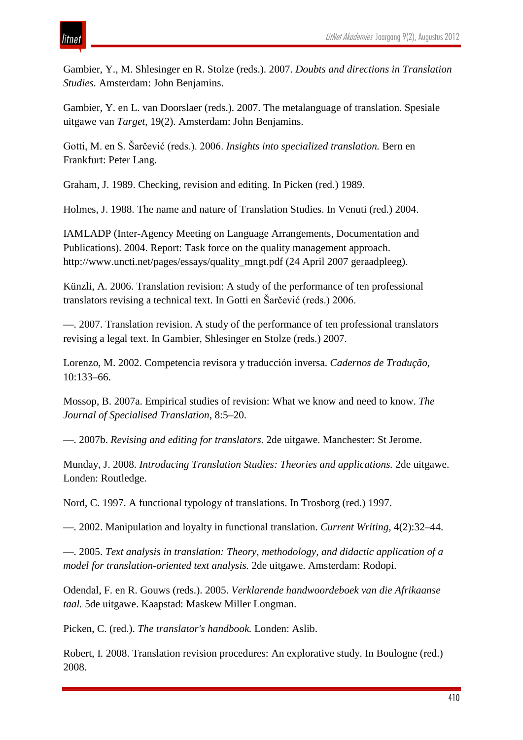Gambier, Y., M. Shlesinger en R. Stolze (reds.). 2007. *Doubts and directions in Translation Studies.* Amsterdam: John Benjamins.

Gambier, Y. en L. van Doorslaer (reds.). 2007. The metalanguage of translation. Spesiale uitgawe van *Target*, 19(2). Amsterdam: John Benjamins.

Gotti, M. en S. Šarčević (reds.). 2006. *Insights into specialized translation.* Bern en Frankfurt: Peter Lang.

Graham, J. 1989. Checking, revision and editing. In Picken (red.) 1989.

Holmes, J. 1988. The name and nature of Translation Studies. In Venuti (red.) 2004.

IAMLADP (Inter-Agency Meeting on Language Arrangements, Documentation and Publications). 2004. Report: Task force on the quality management approach. http://www.uncti.net/pages/essays/quality_mngt.pdf (24 April 2007 geraadpleeg).

Künzli, A. 2006. Translation revision: A study of the performance of ten professional translators revising a technical text. In Gotti en Šarčević (reds.) 2006.

—. 2007. Translation revision. A study of the performance of ten professional translators revising a legal text. In Gambier, Shlesinger en Stolze (reds.) 2007.

Lorenzo, M. 2002. Competencia revisora y traducción inversa. *Cadernos de Tradução*, 10:133–66.

Mossop, B. 2007a. Empirical studies of revision: What we know and need to know. *The Journal of Specialised Translation*, 8:5–20.

—. 2007b. *Revising and editing for translators.* 2de uitgawe. Manchester: St Jerome.

Munday, J. 2008. *Introducing Translation Studies: Theories and applications.* 2de uitgawe. Londen: Routledge.

Nord, C. 1997. A functional typology of translations. In Trosborg (red.) 1997.

—. 2002. Manipulation and loyalty in functional translation. *Current Writing*, 4(2):32–44.

—. 2005. *Text analysis in translation: Theory, methodology, and didactic application of a model for translation-oriented text analysis.* 2de uitgawe. Amsterdam: Rodopi.

Odendal, F. en R. Gouws (reds.). 2005. *Verklarende handwoordeboek van die Afrikaanse taal.* 5de uitgawe. Kaapstad: Maskew Miller Longman.

Picken, C. (red.). *The translator's handbook.* Londen: Aslib.

Robert, I. 2008. Translation revision procedures: An explorative study. In Boulogne (red.) 2008.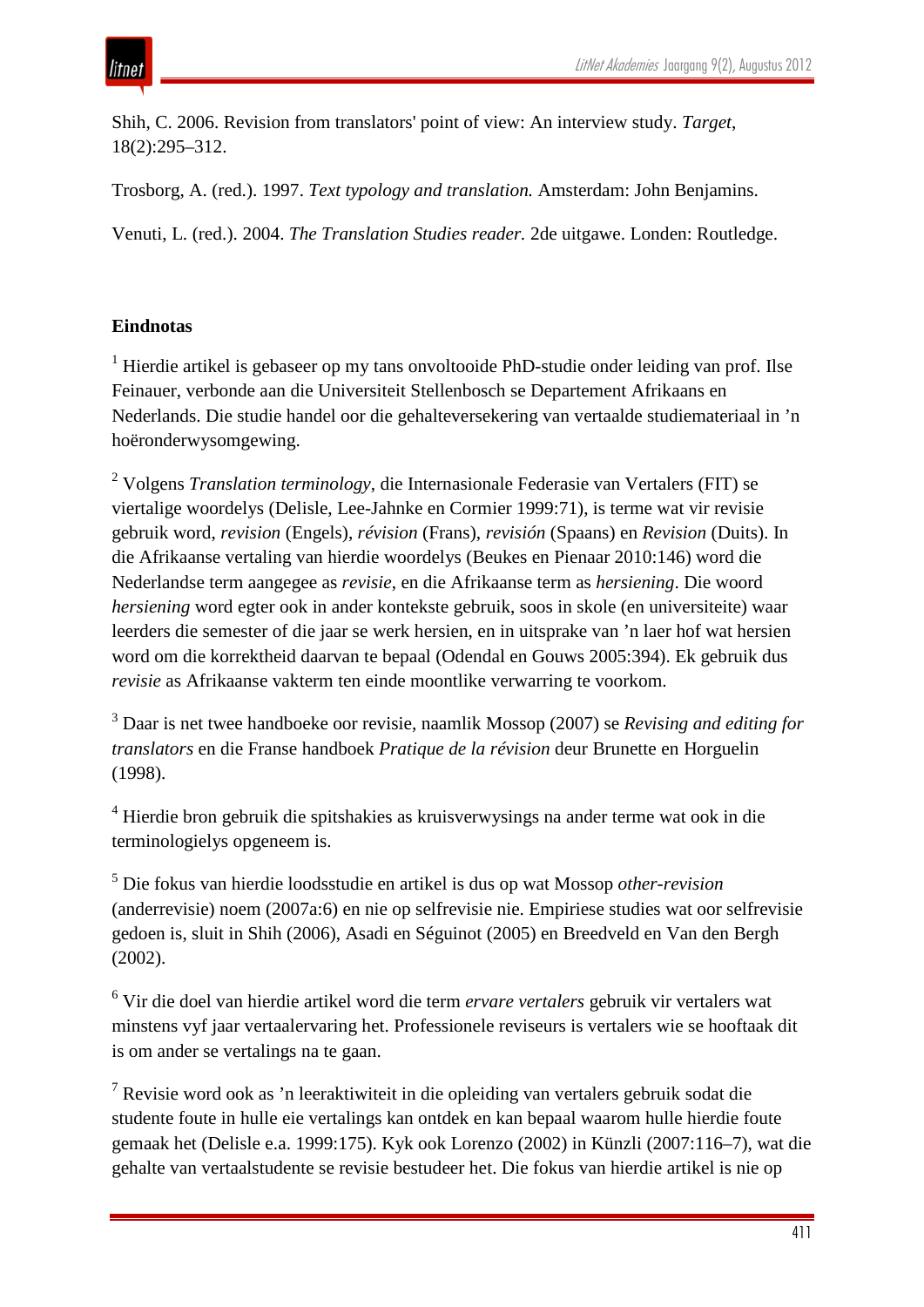Shih, C. 2006. Revision from translators' point of view: An interview study. *Target*, 18(2):295–312.

Trosborg, A. (red.). 1997. *Text typology and translation.* Amsterdam: John Benjamins.

Venuti, L. (red.). 2004. *The Translation Studies reader.* 2de uitgawe. Londen: Routledge.

**Eindnotas**

[1] Hierdie artikel is gebaseer op my tans onvoltooide PhD-studie onder leiding van prof. Ilse Feinauer, verbonde aan die Universiteit Stellenbosch se Departement Afrikaans en Nederlands. Die studie handel oor die gehalteversekering van vertaalde studiemateriaal in ’n hoëronderwysomgewing.

[2] Volgens *Translation terminology*, die Internasionale Federasie van Vertalers (FIT) se viertalige woordelys (Delisle, Lee-Jahnke en Cormier 1999:71), is terme wat vir revisie gebruik word, *revision* (Engels), *révision* (Frans), *revisión* (Spaans) en *Revision* (Duits). In die Afrikaanse vertaling van hierdie woordelys (Beukes en Pienaar 2010:146) word die Nederlandse term aangegee as *revisie*, en die Afrikaanse term as *hersiening*. Die woord *hersiening* word egter ook in ander kontekste gebruik, soos in skole (en universiteite) waar leerders die semester of die jaar se werk hersien, en in uitsprake van ’n laer hof wat hersien word om die korrektheid daarvan te bepaal (Odendal en Gouws 2005:394). Ek gebruik dus *revisie* as Afrikaanse vakterm ten einde moontlike verwarring te voorkom.

[3] Daar is net twee handboeke oor revisie, naamlik Mossop (2007) se *Revising and editing for translators* en die Franse handboek *Pratique de la révision* deur Brunette en Horguelin (1998).

[4] Hierdie bron gebruik die spitshakies as kruisverwysings na ander terme wat ook in die terminologielys opgeneem is.

[5] Die fokus van hierdie loodsstudie en artikel is dus op wat Mossop *other-revision* (anderrevisie) noem (2007a:6) en nie op selfrevisie nie. Empiriese studies wat oor selfrevisie gedoen is, sluit in Shih (2006), Asadi en Séguinot (2005) en Breedveld en Van den Bergh (2002).

[6] Vir die doel van hierdie artikel word die term *ervare vertalers* gebruik vir vertalers wat minstens vyf jaar vertaalervaring het. Professionele reviseurs is vertalers wie se hooftaak dit is om ander se vertalings na te gaan.

[7] Revisie word ook as ’n leeraktiwiteit in die opleiding van vertalers gebruik sodat die studente foute in hulle eie vertalings kan ontdek en kan bepaal waarom hulle hierdie foute gemaak het (Delisle e.a. 1999:175). Kyk ook Lorenzo (2002) in Künzli (2007:116–7), wat die gehalte van vertaalstudente se revisie bestudeer het. Die fokus van hierdie artikel is nie op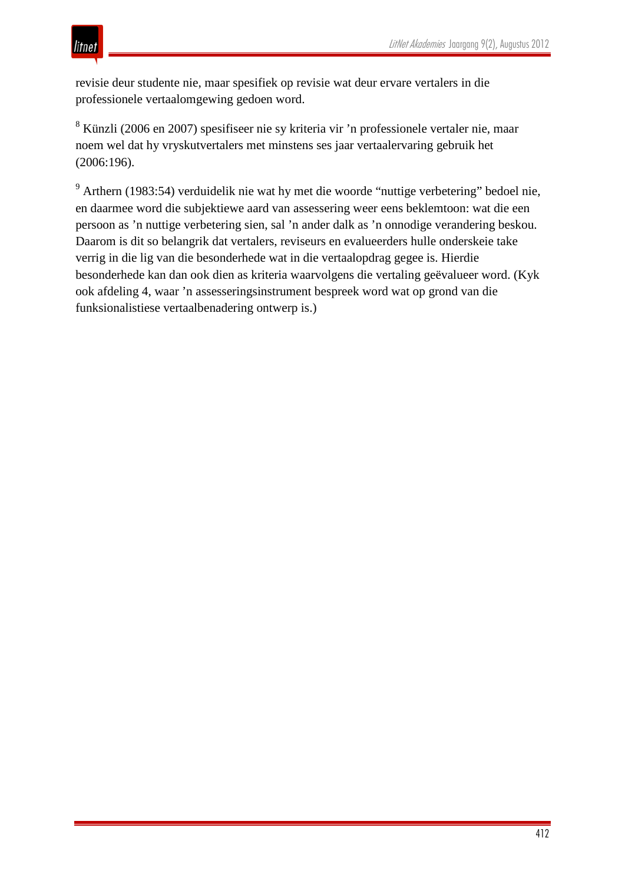revisie deur studente nie, maar spesifiek op revisie wat deur ervare vertalers in die professionele vertaalomgewing gedoen word.

[8] Künzli (2006 en 2007) spesifiseer nie sy kriteria vir 'n professionele vertaler nie, maar noem wel dat hy vryskutvertalers met minstens ses jaar vertaalervaring gebruik het (2006:196).

[9] Arthern (1983:54) verduidelik nie wat hy met die woorde "nuttige verbetering" bedoel nie, en daarmee word die subjektiewe aard van assessering weer eens beklemtoon: wat die een persoon as 'n nuttige verbetering sien, sal 'n ander dalk as 'n onnodige verandering beskou. Daarom is dit so belangrik dat vertalers, reviseurs en evalueerders hulle onderskeie take verrig in die lig van die besonderhede wat in die vertaalopdrag gegee is. Hierdie besonderhede kan dan ook dien as kriteria waarvolgens die vertaling geëvalueer word. (Kyk ook afdeling 4, waar 'n assesseringsinstrument bespreek word wat op grond van die funksionalistiese vertaalbenadering ontwerp is.)